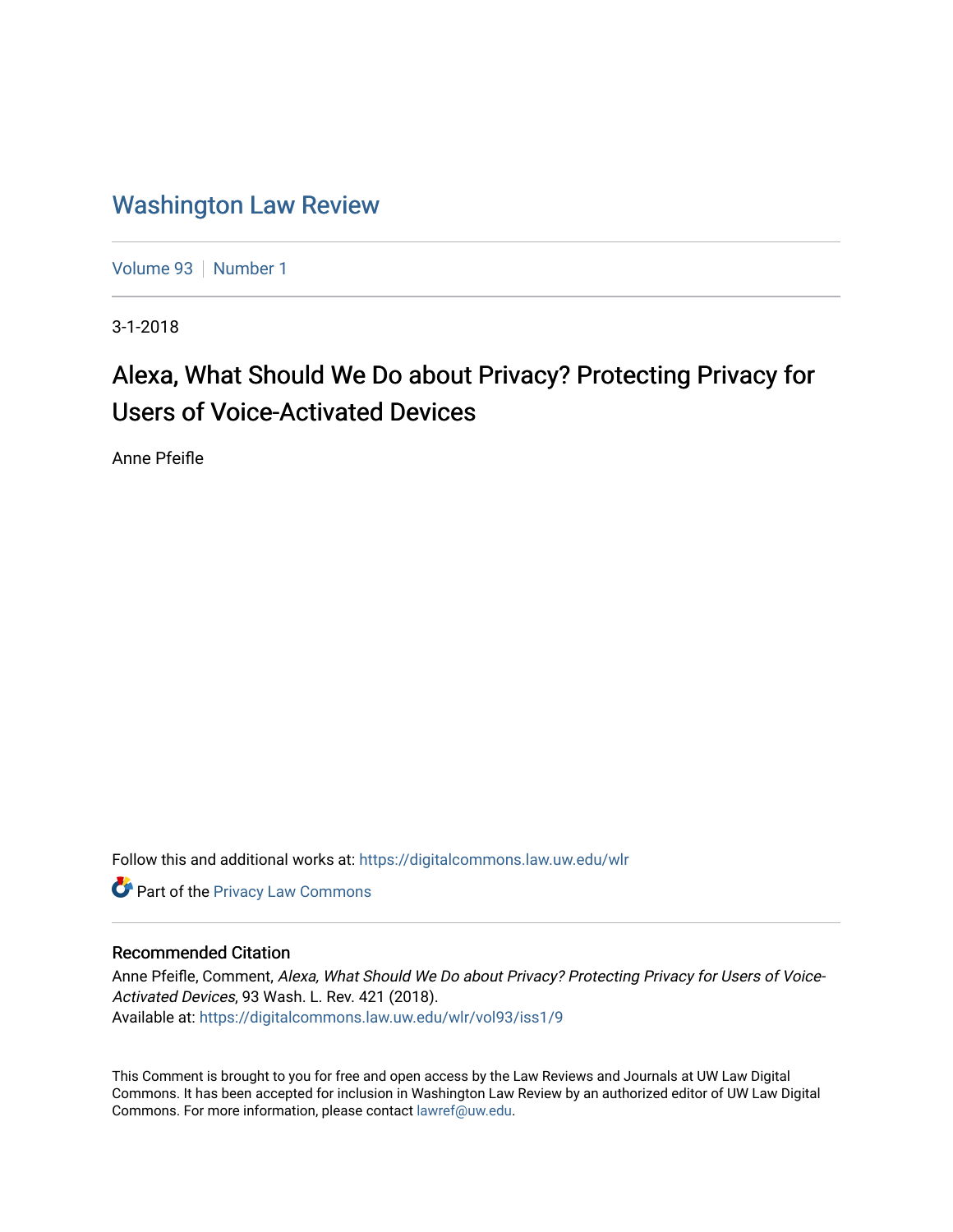# Washington Law Review

Volume 93 | Number 1

3-1-2018

## Alexa, What Should We Do about Privacy? Protecting Privacy for Users of Voice-Activated Devices

Anne Pfeifle

Follow this and additional works at: https://digitalcommons.law.uw.edu/wlr

Part of the Privacy Law Commons

### Recommended Citation

Anne Pfeifle, Comment, *Alexa, What Should We Do about Privacy? Protecting Privacy for Users of Voice-Activated Devices*, 93 Wash. L. Rev. 421 (2018).
Available at: https://digitalcommons.law.uw.edu/wlr/vol93/iss1/9

This Comment is brought to you for free and open access by the Law Reviews and Journals at UW Law Digital Commons. It has been accepted for inclusion in Washington Law Review by an authorized editor of UW Law Digital Commons. For more information, please contact lawref@uw.edu.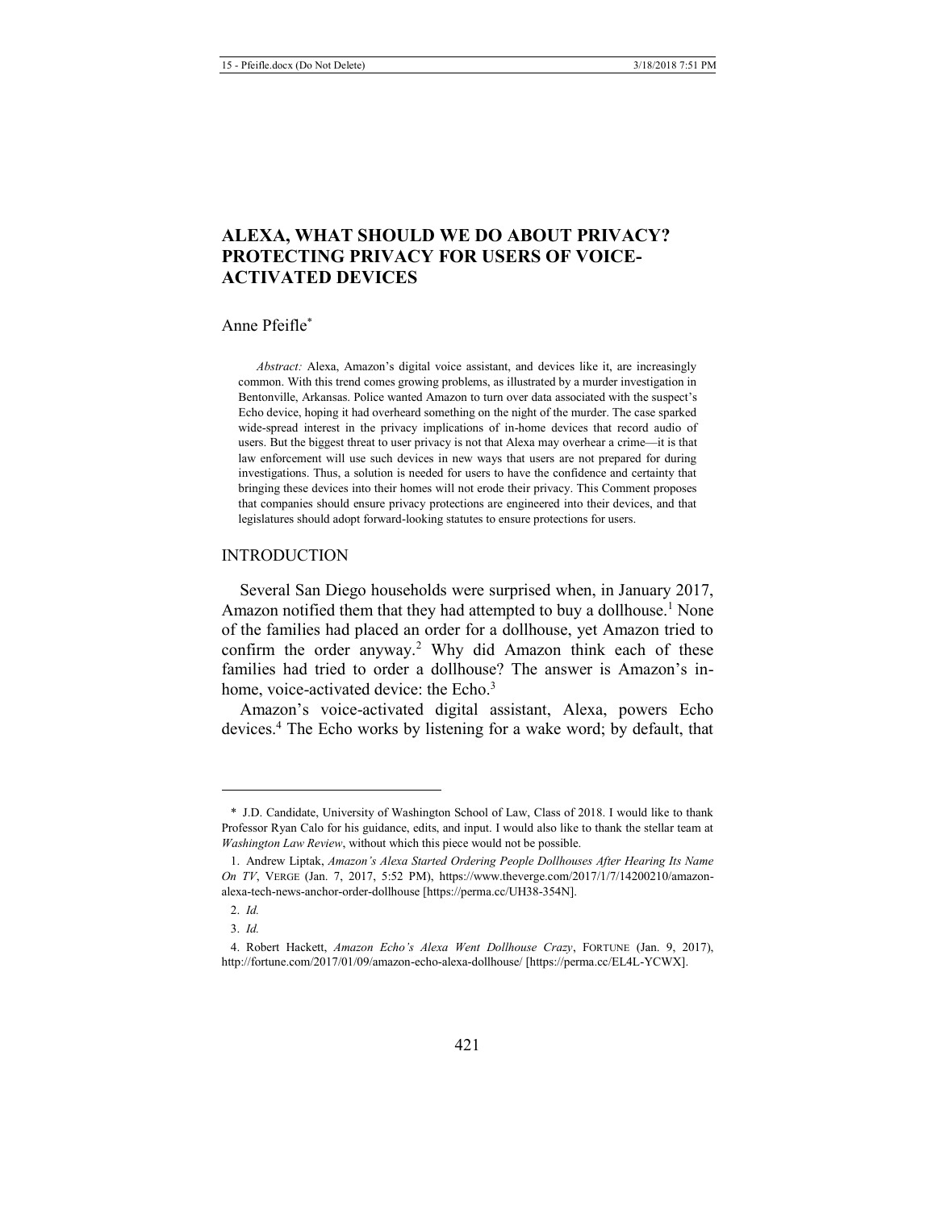# ALEXA, WHAT SHOULD WE DO ABOUT PRIVACY? PROTECTING PRIVACY FOR USERS OF VOICE-ACTIVATED DEVICES

Anne Pfeifle*

*Abstract:* Alexa, Amazon's digital voice assistant, and devices like it, are increasingly common. With this trend comes growing problems, as illustrated by a murder investigation in Bentonville, Arkansas. Police wanted Amazon to turn over data associated with the suspect's Echo device, hoping it had overheard something on the night of the murder. The case sparked wide-spread interest in the privacy implications of in-home devices that record audio of users. But the biggest threat to user privacy is not that Alexa may overhear a crime—it is that law enforcement will use such devices in new ways that users are not prepared for during investigations. Thus, a solution is needed for users to have the confidence and certainty that bringing these devices into their homes will not erode their privacy. This Comment proposes that companies should ensure privacy protections are engineered into their devices, and that legislatures should adopt forward-looking statutes to ensure protections for users.

## INTRODUCTION

Several San Diego households were surprised when, in January 2017, Amazon notified them that they had attempted to buy a dollhouse.[1] None of the families had placed an order for a dollhouse, yet Amazon tried to confirm the order anyway.[2] Why did Amazon think each of these families had tried to order a dollhouse? The answer is Amazon's in-home, voice-activated device: the Echo.[3]

Amazon's voice-activated digital assistant, Alexa, powers Echo devices.[4] The Echo works by listening for a wake word; by default, that

---

\* J.D. Candidate, University of Washington School of Law, Class of 2018. I would like to thank Professor Ryan Calo for his guidance, edits, and input. I would also like to thank the stellar team at *Washington Law Review*, without which this piece would not be possible.

1. Andrew Liptak, *Amazon's Alexa Started Ordering People Dollhouses After Hearing Its Name On TV*, VERGE (Jan. 7, 2017, 5:52 PM), https://www.theverge.com/2017/1/7/14200210/amazon-alexa-tech-news-anchor-order-dollhouse [https://perma.cc/UH38-354N].

2. *Id.*

3. *Id.*

4. Robert Hackett, *Amazon Echo's Alexa Went Dollhouse Crazy*, FORTUNE (Jan. 9, 2017), http://fortune.com/2017/01/09/amazon-echo-alexa-dollhouse/ [https://perma.cc/EL4L-YCWX].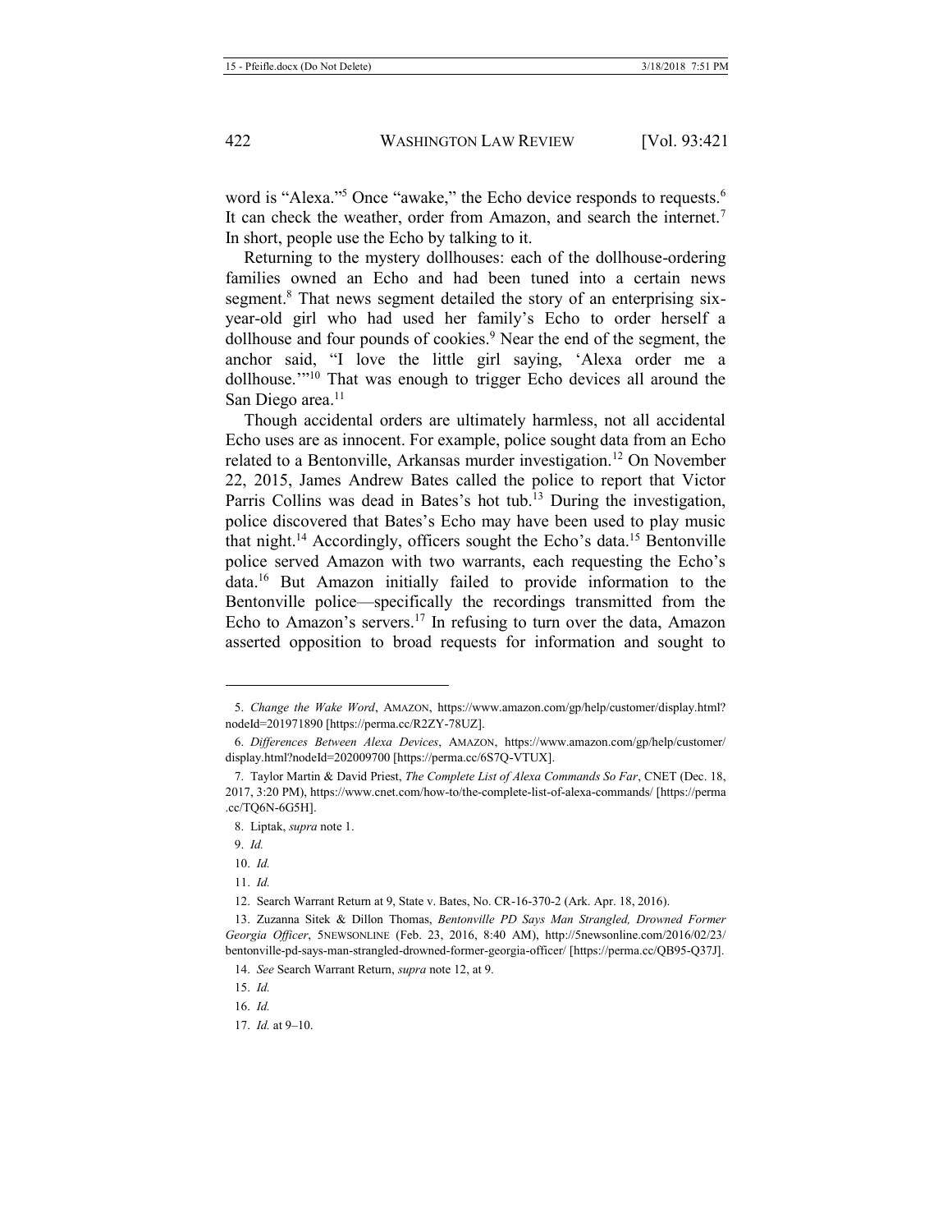word is "Alexa."[5] Once "awake," the Echo device responds to requests.[6] It can check the weather, order from Amazon, and search the internet.[7] In short, people use the Echo by talking to it.

Returning to the mystery dollhouses: each of the dollhouse-ordering families owned an Echo and had been tuned into a certain news segment.[8] That news segment detailed the story of an enterprising six-year-old girl who had used her family's Echo to order herself a dollhouse and four pounds of cookies.[9] Near the end of the segment, the anchor said, "I love the little girl saying, 'Alexa order me a dollhouse.'"[10] That was enough to trigger Echo devices all around the San Diego area.[11]

Though accidental orders are ultimately harmless, not all accidental Echo uses are as innocent. For example, police sought data from an Echo related to a Bentonville, Arkansas murder investigation.[12] On November 22, 2015, James Andrew Bates called the police to report that Victor Parris Collins was dead in Bates's hot tub.[13] During the investigation, police discovered that Bates's Echo may have been used to play music that night.[14] Accordingly, officers sought the Echo's data.[15] Bentonville police served Amazon with two warrants, each requesting the Echo's data.[16] But Amazon initially failed to provide information to the Bentonville police—specifically the recordings transmitted from the Echo to Amazon's servers.[17] In refusing to turn over the data, Amazon asserted opposition to broad requests for information and sought to

---

5. *Change the Wake Word*, AMAZON, https://www.amazon.com/gp/help/customer/display.html?nodeId=201971890 [https://perma.cc/R2ZY-78UZ].

6. *Differences Between Alexa Devices*, AMAZON, https://www.amazon.com/gp/help/customer/display.html?nodeId=202009700 [https://perma.cc/6S7Q-VTUX].

7. Taylor Martin & David Priest, *The Complete List of Alexa Commands So Far*, CNET (Dec. 18, 2017, 3:20 PM), https://www.cnet.com/how-to/the-complete-list-of-alexa-commands/ [https://perma.cc/TQ6N-6G5H].

8. Liptak, *supra* note 1.

9. *Id.*

10. *Id.*

11. *Id.*

12. Search Warrant Return at 9, State v. Bates, No. CR-16-370-2 (Ark. Apr. 18, 2016).

13. Zuzanna Sitek & Dillon Thomas, *Bentonville PD Says Man Strangled, Drowned Former Georgia Officer*, 5NEWSONLINE (Feb. 23, 2016, 8:40 AM), http://5newsonline.com/2016/02/23/bentonville-pd-says-man-strangled-drowned-former-georgia-officer/ [https://perma.cc/QB95-Q37J].

14. *See* Search Warrant Return, *supra* note 12, at 9.

15. *Id.*

16. *Id.*

17. *Id.* at 9–10.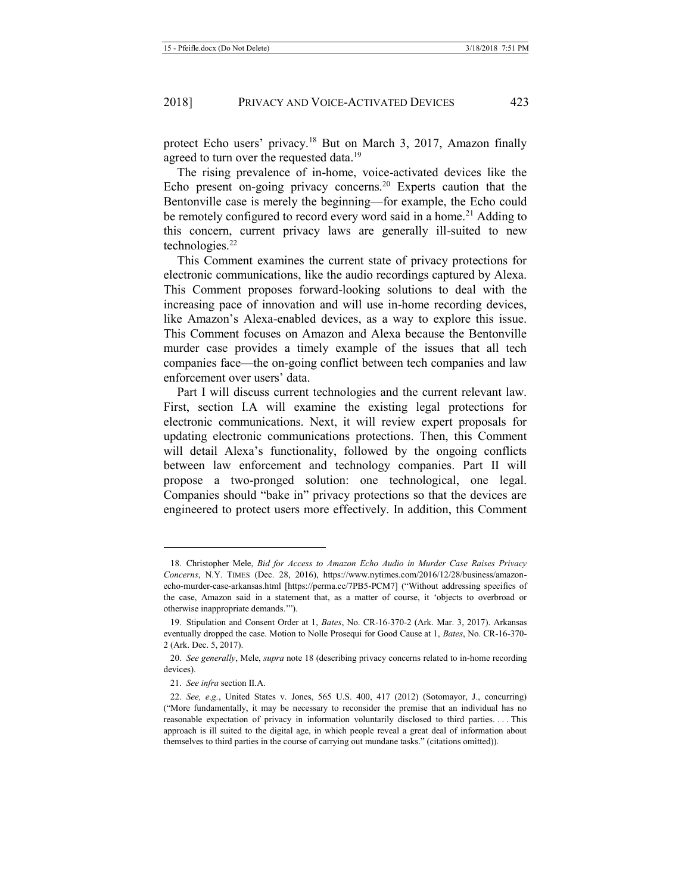protect Echo users' privacy.[18] But on March 3, 2017, Amazon finally agreed to turn over the requested data.[19]

The rising prevalence of in-home, voice-activated devices like the Echo present on-going privacy concerns.[20] Experts caution that the Bentonville case is merely the beginning—for example, the Echo could be remotely configured to record every word said in a home.[21] Adding to this concern, current privacy laws are generally ill-suited to new technologies.[22]

This Comment examines the current state of privacy protections for electronic communications, like the audio recordings captured by Alexa. This Comment proposes forward-looking solutions to deal with the increasing pace of innovation and will use in-home recording devices, like Amazon's Alexa-enabled devices, as a way to explore this issue. This Comment focuses on Amazon and Alexa because the Bentonville murder case provides a timely example of the issues that all tech companies face—the on-going conflict between tech companies and law enforcement over users' data.

Part I will discuss current technologies and the current relevant law. First, section I.A will examine the existing legal protections for electronic communications. Next, it will review expert proposals for updating electronic communications protections. Then, this Comment will detail Alexa's functionality, followed by the ongoing conflicts between law enforcement and technology companies. Part II will propose a two-pronged solution: one technological, one legal. Companies should "bake in" privacy protections so that the devices are engineered to protect users more effectively. In addition, this Comment

---

18. Christopher Mele, *Bid for Access to Amazon Echo Audio in Murder Case Raises Privacy Concerns*, N.Y. TIMES (Dec. 28, 2016), https://www.nytimes.com/2016/12/28/business/amazon-echo-murder-case-arkansas.html [https://perma.cc/7PB5-PCM7] ("Without addressing specifics of the case, Amazon said in a statement that, as a matter of course, it 'objects to overbroad or otherwise inappropriate demands.'").

19. Stipulation and Consent Order at 1, *Bates*, No. CR-16-370-2 (Ark. Mar. 3, 2017). Arkansas eventually dropped the case. Motion to Nolle Prosequi for Good Cause at 1, *Bates*, No. CR-16-370-2 (Ark. Dec. 5, 2017).

20. *See generally*, Mele, *supra* note 18 (describing privacy concerns related to in-home recording devices).

21. *See infra* section II.A.

22. *See, e.g.*, United States v. Jones, 565 U.S. 400, 417 (2012) (Sotomayor, J., concurring) ("More fundamentally, it may be necessary to reconsider the premise that an individual has no reasonable expectation of privacy in information voluntarily disclosed to third parties. . . . This approach is ill suited to the digital age, in which people reveal a great deal of information about themselves to third parties in the course of carrying out mundane tasks." (citations omitted)).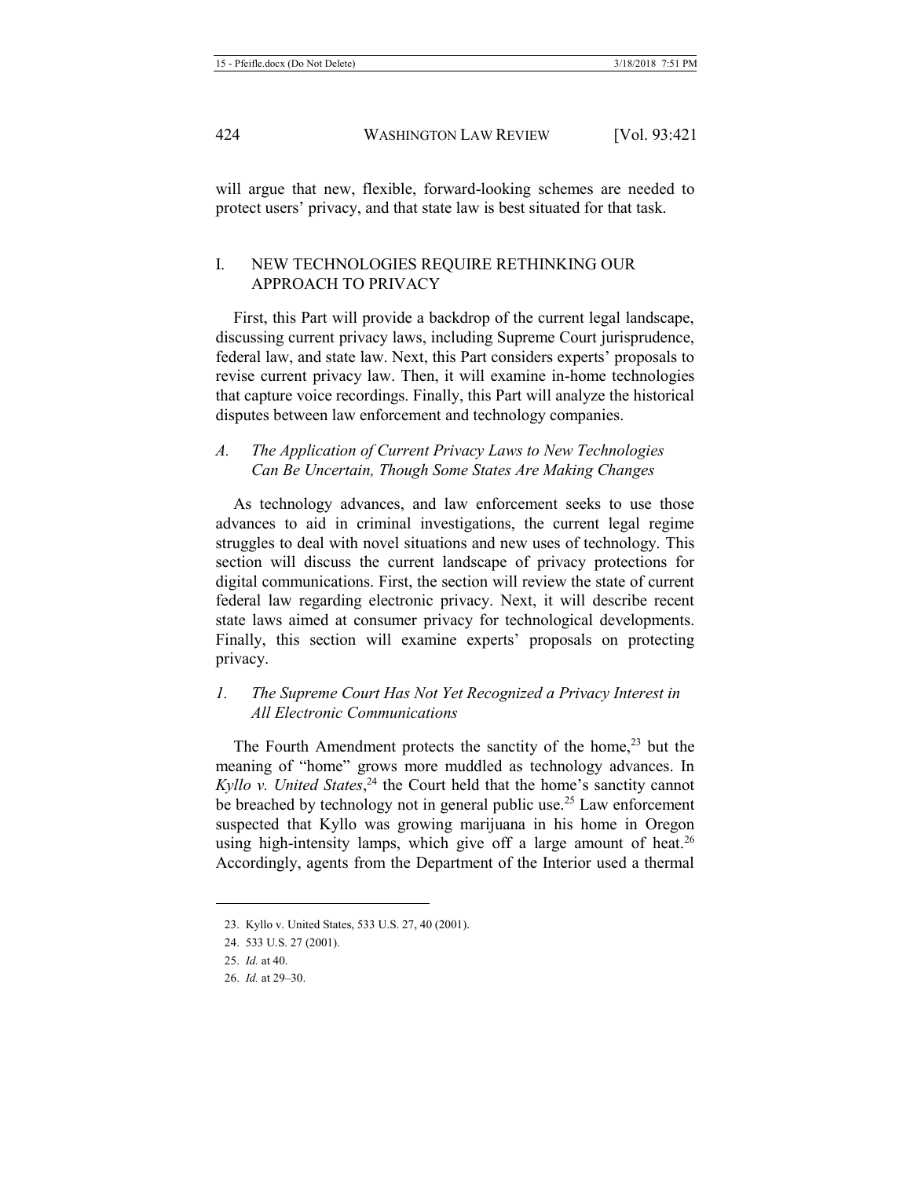will argue that new, flexible, forward-looking schemes are needed to protect users' privacy, and that state law is best situated for that task.

## I. NEW TECHNOLOGIES REQUIRE RETHINKING OUR APPROACH TO PRIVACY

First, this Part will provide a backdrop of the current legal landscape, discussing current privacy laws, including Supreme Court jurisprudence, federal law, and state law. Next, this Part considers experts' proposals to revise current privacy law. Then, it will examine in-home technologies that capture voice recordings. Finally, this Part will analyze the historical disputes between law enforcement and technology companies.

### *A. The Application of Current Privacy Laws to New Technologies Can Be Uncertain, Though Some States Are Making Changes*

As technology advances, and law enforcement seeks to use those advances to aid in criminal investigations, the current legal regime struggles to deal with novel situations and new uses of technology. This section will discuss the current landscape of privacy protections for digital communications. First, the section will review the state of current federal law regarding electronic privacy. Next, it will describe recent state laws aimed at consumer privacy for technological developments. Finally, this section will examine experts' proposals on protecting privacy.

#### *1. The Supreme Court Has Not Yet Recognized a Privacy Interest in All Electronic Communications*

The Fourth Amendment protects the sanctity of the home,[23] but the meaning of "home" grows more muddled as technology advances. In *Kyllo v. United States*,[24] the Court held that the home's sanctity cannot be breached by technology not in general public use.[25] Law enforcement suspected that Kyllo was growing marijuana in his home in Oregon using high-intensity lamps, which give off a large amount of heat.[26] Accordingly, agents from the Department of the Interior used a thermal

---

23. Kyllo v. United States, 533 U.S. 27, 40 (2001).

24. 533 U.S. 27 (2001).

25. *Id.* at 40.

26. *Id.* at 29–30.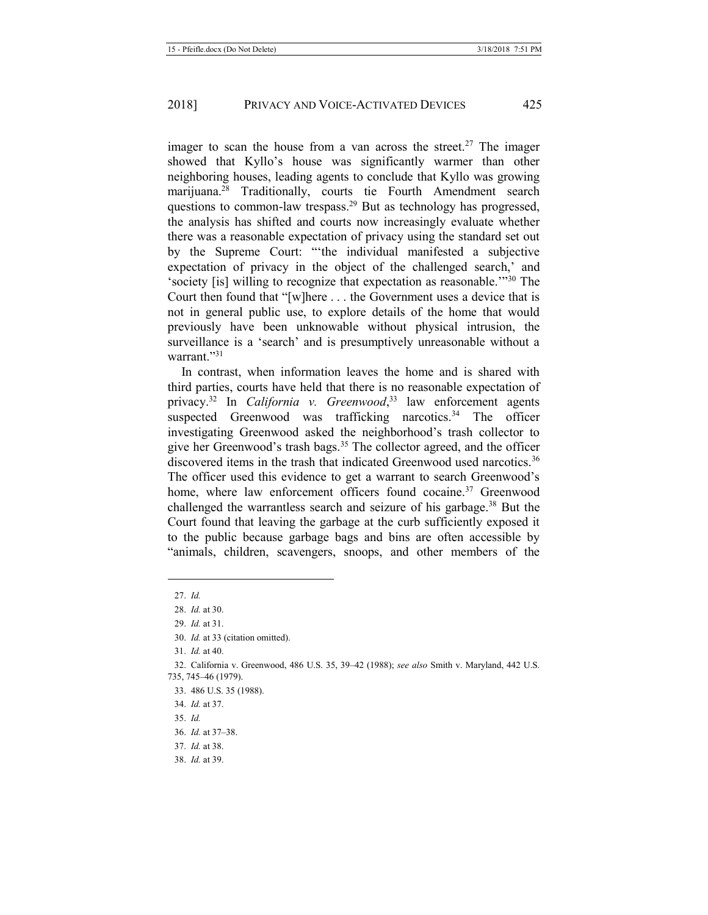imager to scan the house from a van across the street.[27] The imager showed that Kyllo's house was significantly warmer than other neighboring houses, leading agents to conclude that Kyllo was growing marijuana.[28] Traditionally, courts tie Fourth Amendment search questions to common-law trespass.[29] But as technology has progressed, the analysis has shifted and courts now increasingly evaluate whether there was a reasonable expectation of privacy using the standard set out by the Supreme Court: "'the individual manifested a subjective expectation of privacy in the object of the challenged search,' and 'society [is] willing to recognize that expectation as reasonable.'"[30] The Court then found that "[w]here . . . the Government uses a device that is not in general public use, to explore details of the home that would previously have been unknowable without physical intrusion, the surveillance is a 'search' and is presumptively unreasonable without a warrant."[31]

In contrast, when information leaves the home and is shared with third parties, courts have held that there is no reasonable expectation of privacy.[32] In *California v. Greenwood*,[33] law enforcement agents suspected Greenwood was trafficking narcotics.[34] The officer investigating Greenwood asked the neighborhood's trash collector to give her Greenwood's trash bags.[35] The collector agreed, and the officer discovered items in the trash that indicated Greenwood used narcotics.[36] The officer used this evidence to get a warrant to search Greenwood's home, where law enforcement officers found cocaine.[37] Greenwood challenged the warrantless search and seizure of his garbage.[38] But the Court found that leaving the garbage at the curb sufficiently exposed it to the public because garbage bags and bins are often accessible by "animals, children, scavengers, snoops, and other members of the

---

27. *Id.*

28. *Id.* at 30.

29. *Id.* at 31.

30. *Id.* at 33 (citation omitted).

31. *Id.* at 40.

32. California v. Greenwood, 486 U.S. 35, 39–42 (1988); *see also* Smith v. Maryland, 442 U.S. 735, 745–46 (1979).

33. 486 U.S. 35 (1988).

34. *Id.* at 37.

35. *Id.*

36. *Id.* at 37–38.

37. *Id.* at 38.

38. *Id.* at 39.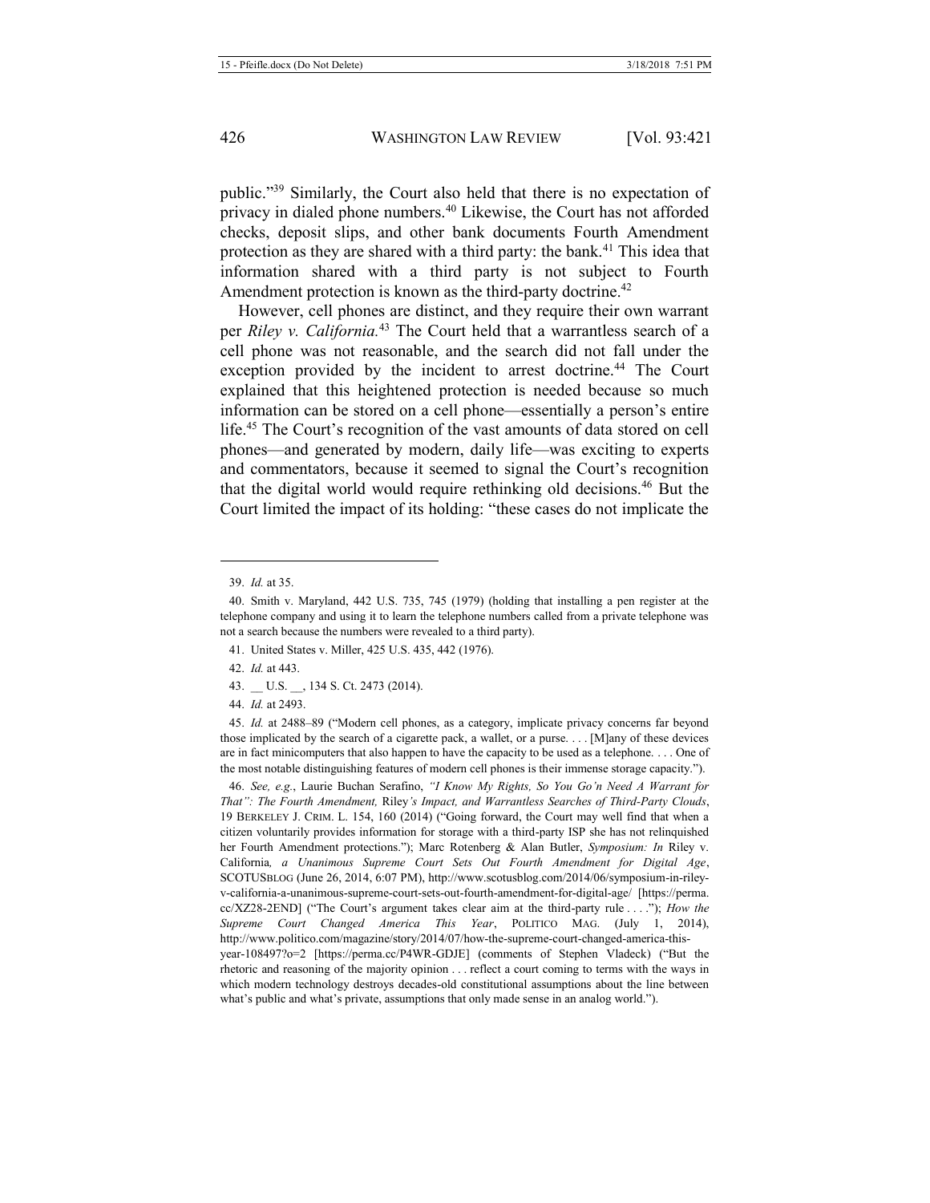public."[39] Similarly, the Court also held that there is no expectation of privacy in dialed phone numbers.[40] Likewise, the Court has not afforded checks, deposit slips, and other bank documents Fourth Amendment protection as they are shared with a third party: the bank.[41] This idea that information shared with a third party is not subject to Fourth Amendment protection is known as the third-party doctrine.[42]

However, cell phones are distinct, and they require their own warrant per *Riley v. California.*[43] The Court held that a warrantless search of a cell phone was not reasonable, and the search did not fall under the exception provided by the incident to arrest doctrine.[44] The Court explained that this heightened protection is needed because so much information can be stored on a cell phone—essentially a person's entire life.[45] The Court's recognition of the vast amounts of data stored on cell phones—and generated by modern, daily life—was exciting to experts and commentators, because it seemed to signal the Court's recognition that the digital world would require rethinking old decisions.[46] But the Court limited the impact of its holding: "these cases do not implicate the

---

39. *Id.* at 35.

40. Smith v. Maryland, 442 U.S. 735, 745 (1979) (holding that installing a pen register at the telephone company and using it to learn the telephone numbers called from a private telephone was not a search because the numbers were revealed to a third party).

41. United States v. Miller, 425 U.S. 435, 442 (1976).

42. *Id.* at 443.

43. __ U.S. __, 134 S. Ct. 2473 (2014).

44. *Id.* at 2493.

45. *Id.* at 2488–89 ("Modern cell phones, as a category, implicate privacy concerns far beyond those implicated by the search of a cigarette pack, a wallet, or a purse. . . . [M]any of these devices are in fact minicomputers that also happen to have the capacity to be used as a telephone. . . . One of the most notable distinguishing features of modern cell phones is their immense storage capacity.").

46. *See, e.g.*, Laurie Buchan Serafino, *"I Know My Rights, So You Go'n Need A Warrant for That": The Fourth Amendment,* Riley*'s Impact, and Warrantless Searches of Third-Party Clouds*, 19 BERKELEY J. CRIM. L. 154, 160 (2014) ("Going forward, the Court may well find that when a citizen voluntarily provides information for storage with a third-party ISP she has not relinquished her Fourth Amendment protections."); Marc Rotenberg & Alan Butler, *Symposium: In* Riley v. California*, a Unanimous Supreme Court Sets Out Fourth Amendment for Digital Age*, SCOTUSBLOG (June 26, 2014, 6:07 PM), http://www.scotusblog.com/2014/06/symposium-in-riley-v-california-a-unanimous-supreme-court-sets-out-fourth-amendment-for-digital-age/ [https://perma.cc/XZ28-2END] ("The Court's argument takes clear aim at the third-party rule . . . ."); *How the Supreme Court Changed America This Year*, POLITICO MAG. (July 1, 2014), http://www.politico.com/magazine/story/2014/07/how-the-supreme-court-changed-america-this-year-108497?o=2 [https://perma.cc/P4WR-GDJE] (comments of Stephen Vladeck) ("But the rhetoric and reasoning of the majority opinion . . . reflect a court coming to terms with the ways in which modern technology destroys decades-old constitutional assumptions about the line between what's public and what's private, assumptions that only made sense in an analog world.").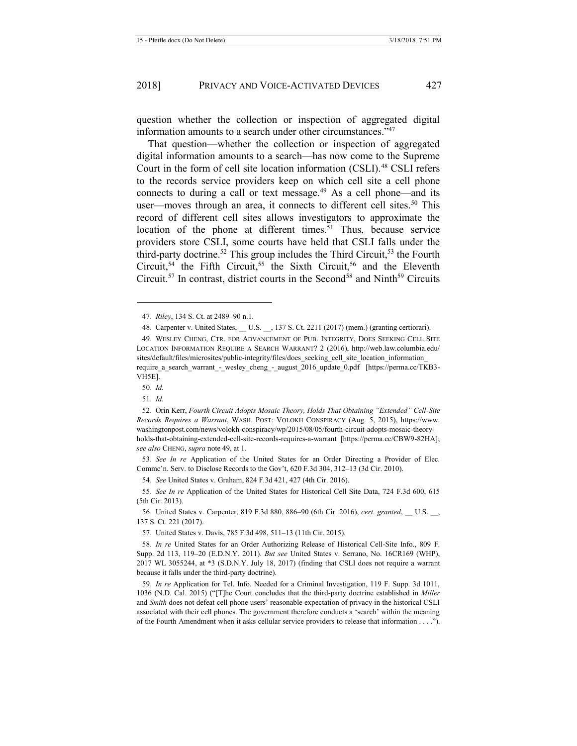question whether the collection or inspection of aggregated digital information amounts to a search under other circumstances."[47]

That question—whether the collection or inspection of aggregated digital information amounts to a search—has now come to the Supreme Court in the form of cell site location information (CSLI).[48] CSLI refers to the records service providers keep on which cell site a cell phone connects to during a call or text message.[49] As a cell phone—and its user—moves through an area, it connects to different cell sites.[50] This record of different cell sites allows investigators to approximate the location of the phone at different times.[51] Thus, because service providers store CSLI, some courts have held that CSLI falls under the third-party doctrine.[52] This group includes the Third Circuit,[53] the Fourth Circuit,[54] the Fifth Circuit,[55] the Sixth Circuit,[56] and the Eleventh Circuit.[57] In contrast, district courts in the Second[58] and Ninth[59] Circuits

---

47. *Riley*, 134 S. Ct. at 2489–90 n.1.

48. Carpenter v. United States, __ U.S. __, 137 S. Ct. 2211 (2017) (mem.) (granting certiorari).

49. WESLEY CHENG, CTR. FOR ADVANCEMENT OF PUB. INTEGRITY, DOES SEEKING CELL SITE LOCATION INFORMATION REQUIRE A SEARCH WARRANT? 2 (2016), http://web.law.columbia.edu/sites/default/files/microsites/public-integrity/files/does_seeking_cell_site_location_information_require_a_search_warrant_-_wesley_cheng_-_august_2016_update_0.pdf [https://perma.cc/TKB3-VH5E].

50. *Id.*

51. *Id.*

52. Orin Kerr, *Fourth Circuit Adopts Mosaic Theory, Holds That Obtaining "Extended" Cell-Site Records Requires a Warrant*, WASH. POST: VOLOKH CONSPIRACY (Aug. 5, 2015), https://www.washingtonpost.com/news/volokh-conspiracy/wp/2015/08/05/fourth-circuit-adopts-mosaic-theory-holds-that-obtaining-extended-cell-site-records-requires-a-warrant [https://perma.cc/CBW9-82HA]; *see also* CHENG, *supra* note 49, at 1.

53. *See In re* Application of the United States for an Order Directing a Provider of Elec. Commc'n. Serv. to Disclose Records to the Gov't, 620 F.3d 304, 312–13 (3d Cir. 2010).

54. *See* United States v. Graham, 824 F.3d 421, 427 (4th Cir. 2016).

55. *See In re* Application of the United States for Historical Cell Site Data, 724 F.3d 600, 615 (5th Cir. 2013).

56. United States v. Carpenter, 819 F.3d 880, 886–90 (6th Cir. 2016), *cert. granted*, __ U.S. __, 137 S. Ct. 221 (2017).

57. United States v. Davis, 785 F.3d 498, 511–13 (11th Cir. 2015).

58. *In re* United States for an Order Authorizing Release of Historical Cell-Site Info., 809 F. Supp. 2d 113, 119–20 (E.D.N.Y. 2011). *But see* United States v. Serrano, No. 16CR169 (WHP), 2017 WL 3055244, at *3 (S.D.N.Y. July 18, 2017) (finding that CSLI does not require a warrant because it falls under the third-party doctrine).

59. *In re* Application for Tel. Info. Needed for a Criminal Investigation, 119 F. Supp. 3d 1011, 1036 (N.D. Cal. 2015) ("[T]he Court concludes that the third-party doctrine established in *Miller* and *Smith* does not defeat cell phone users' reasonable expectation of privacy in the historical CSLI associated with their cell phones. The government therefore conducts a 'search' within the meaning of the Fourth Amendment when it asks cellular service providers to release that information . . . .").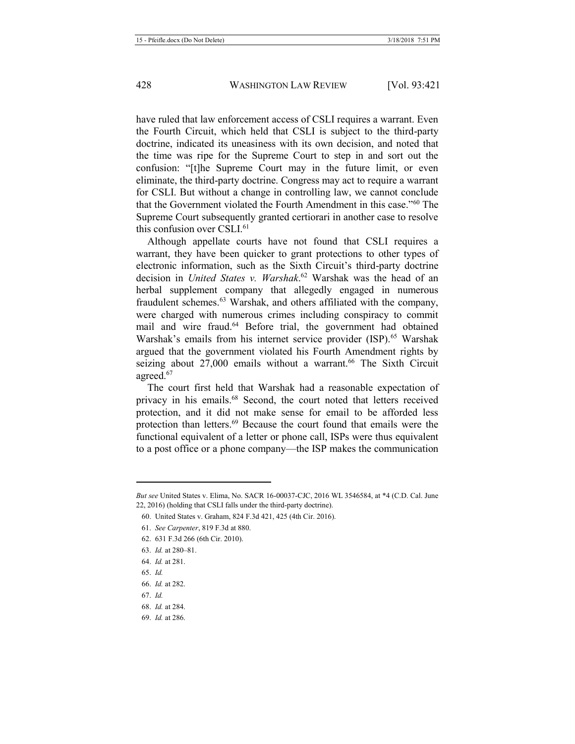have ruled that law enforcement access of CSLI requires a warrant. Even the Fourth Circuit, which held that CSLI is subject to the third-party doctrine, indicated its uneasiness with its own decision, and noted that the time was ripe for the Supreme Court to step in and sort out the confusion: "[t]he Supreme Court may in the future limit, or even eliminate, the third-party doctrine. Congress may act to require a warrant for CSLI. But without a change in controlling law, we cannot conclude that the Government violated the Fourth Amendment in this case."[60] The Supreme Court subsequently granted certiorari in another case to resolve this confusion over CSLI.[61]

Although appellate courts have not found that CSLI requires a warrant, they have been quicker to grant protections to other types of electronic information, such as the Sixth Circuit's third-party doctrine decision in *United States v. Warshak*.[62] Warshak was the head of an herbal supplement company that allegedly engaged in numerous fraudulent schemes.[63] Warshak, and others affiliated with the company, were charged with numerous crimes including conspiracy to commit mail and wire fraud.[64] Before trial, the government had obtained Warshak's emails from his internet service provider (ISP).[65] Warshak argued that the government violated his Fourth Amendment rights by seizing about 27,000 emails without a warrant.[66] The Sixth Circuit agreed.[67]

The court first held that Warshak had a reasonable expectation of privacy in his emails.[68] Second, the court noted that letters received protection, and it did not make sense for email to be afforded less protection than letters.[69] Because the court found that emails were the functional equivalent of a letter or phone call, ISPs were thus equivalent to a post office or a phone company—the ISP makes the communication

---

*But see* United States v. Elima, No. SACR 16-00037-CJC, 2016 WL 3546584, at *4 (C.D. Cal. June 22, 2016) (holding that CSLI falls under the third-party doctrine).

60. United States v. Graham, 824 F.3d 421, 425 (4th Cir. 2016).

61. *See Carpenter*, 819 F.3d at 880.

62. 631 F.3d 266 (6th Cir. 2010).

63. *Id.* at 280–81.

64. *Id.* at 281.

65. *Id.*

66. *Id.* at 282.

67. *Id.*

68. *Id.* at 284.

69. *Id.* at 286.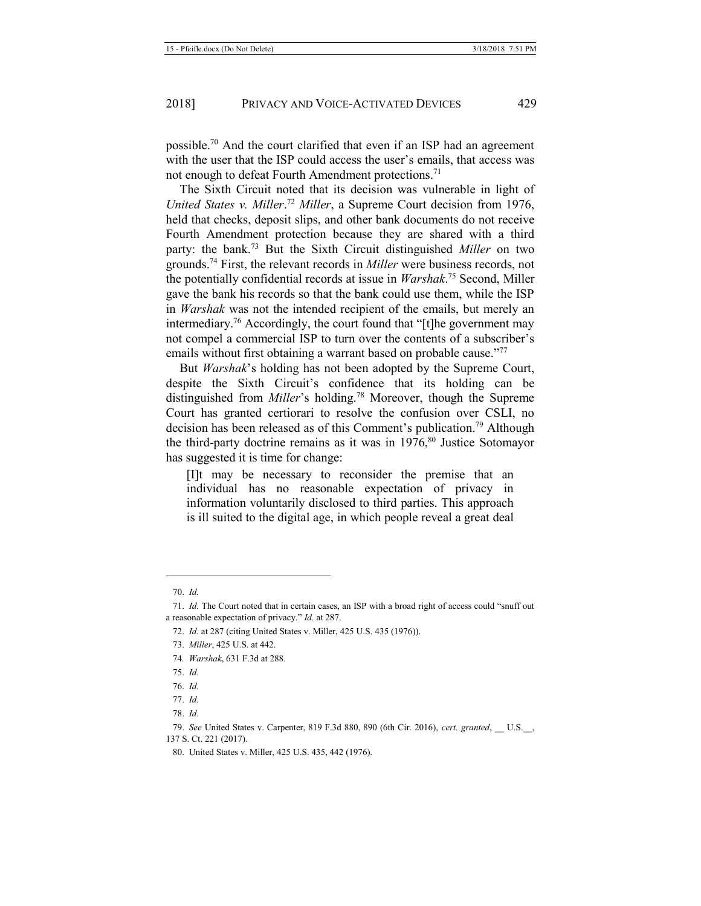possible.[70] And the court clarified that even if an ISP had an agreement with the user that the ISP could access the user's emails, that access was not enough to defeat Fourth Amendment protections.[71]

The Sixth Circuit noted that its decision was vulnerable in light of *United States v. Miller*.[72] *Miller*, a Supreme Court decision from 1976, held that checks, deposit slips, and other bank documents do not receive Fourth Amendment protection because they are shared with a third party: the bank.[73] But the Sixth Circuit distinguished *Miller* on two grounds.[74] First, the relevant records in *Miller* were business records, not the potentially confidential records at issue in *Warshak*.[75] Second, Miller gave the bank his records so that the bank could use them, while the ISP in *Warshak* was not the intended recipient of the emails, but merely an intermediary.[76] Accordingly, the court found that "[t]he government may not compel a commercial ISP to turn over the contents of a subscriber's emails without first obtaining a warrant based on probable cause."[77]

But *Warshak*'s holding has not been adopted by the Supreme Court, despite the Sixth Circuit's confidence that its holding can be distinguished from *Miller*'s holding.[78] Moreover, though the Supreme Court has granted certiorari to resolve the confusion over CSLI, no decision has been released as of this Comment's publication.[79] Although the third-party doctrine remains as it was in 1976,[80] Justice Sotomayor has suggested it is time for change:

> [I]t may be necessary to reconsider the premise that an individual has no reasonable expectation of privacy in information voluntarily disclosed to third parties. This approach is ill suited to the digital age, in which people reveal a great deal

---

70. *Id.*

71. *Id.* The Court noted that in certain cases, an ISP with a broad right of access could "snuff out a reasonable expectation of privacy." *Id.* at 287.

72. *Id.* at 287 (citing United States v. Miller, 425 U.S. 435 (1976)).

73. *Miller*, 425 U.S. at 442.

74. *Warshak*, 631 F.3d at 288.

75. *Id.*

76. *Id.*

77. *Id.*

78. *Id.*

79. *See* United States v. Carpenter, 819 F.3d 880, 890 (6th Cir. 2016), *cert. granted*, __ U.S.__, 137 S. Ct. 221 (2017).

80. United States v. Miller, 425 U.S. 435, 442 (1976).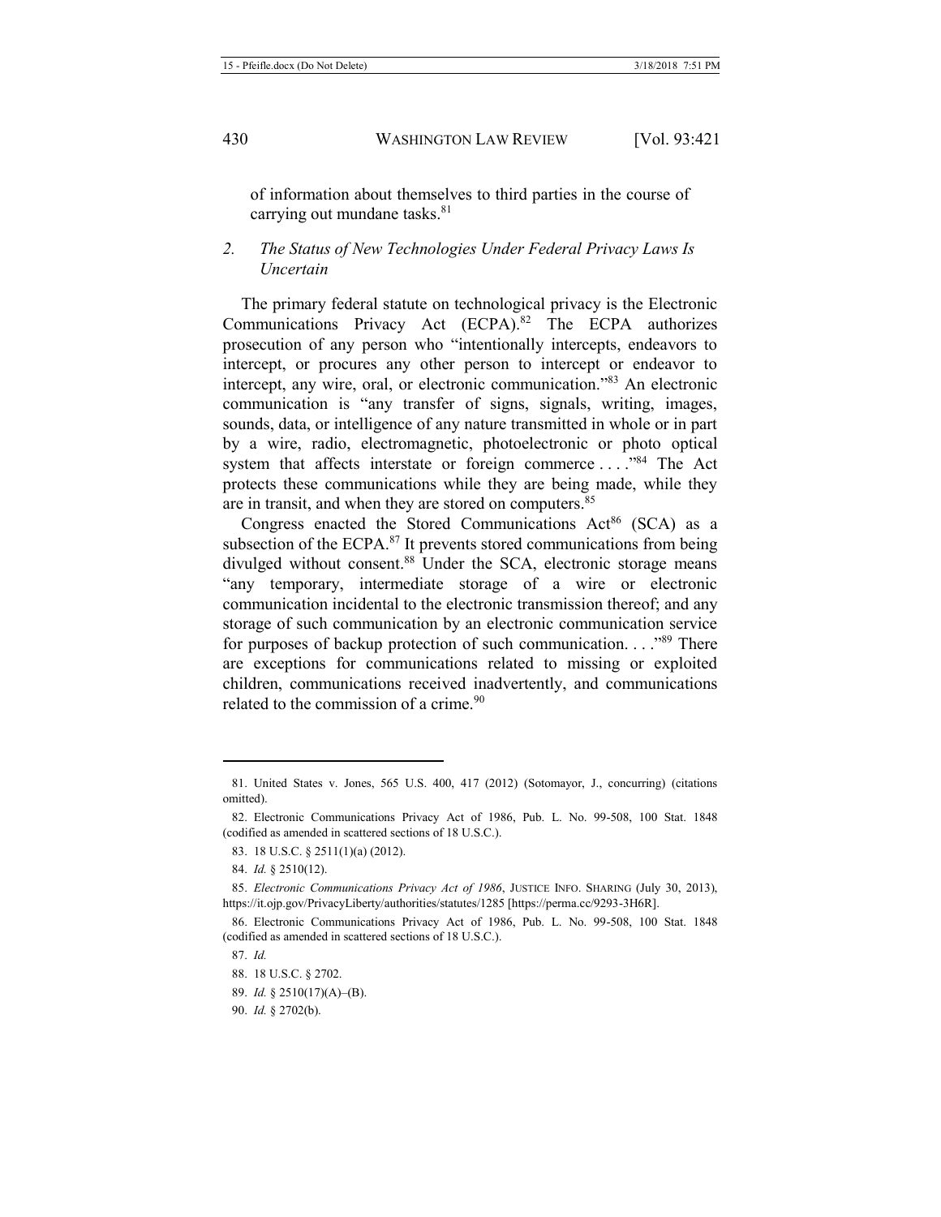of information about themselves to third parties in the course of carrying out mundane tasks.[81]

### *2. The Status of New Technologies Under Federal Privacy Laws Is Uncertain*

The primary federal statute on technological privacy is the Electronic Communications Privacy Act (ECPA).[82] The ECPA authorizes prosecution of any person who "intentionally intercepts, endeavors to intercept, or procures any other person to intercept or endeavor to intercept, any wire, oral, or electronic communication."[83] An electronic communication is "any transfer of signs, signals, writing, images, sounds, data, or intelligence of any nature transmitted in whole or in part by a wire, radio, electromagnetic, photoelectronic or photo optical system that affects interstate or foreign commerce . . . ."[84] The Act protects these communications while they are being made, while they are in transit, and when they are stored on computers.[85]

Congress enacted the Stored Communications Act[86] (SCA) as a subsection of the ECPA.[87] It prevents stored communications from being divulged without consent.[88] Under the SCA, electronic storage means "any temporary, intermediate storage of a wire or electronic communication incidental to the electronic transmission thereof; and any storage of such communication by an electronic communication service for purposes of backup protection of such communication. . . ."[89] There are exceptions for communications related to missing or exploited children, communications received inadvertently, and communications related to the commission of a crime.[90]

---

81. United States v. Jones, 565 U.S. 400, 417 (2012) (Sotomayor, J., concurring) (citations omitted).

82. Electronic Communications Privacy Act of 1986, Pub. L. No. 99-508, 100 Stat. 1848 (codified as amended in scattered sections of 18 U.S.C.).

83. 18 U.S.C. § 2511(1)(a) (2012).

84. *Id.* § 2510(12).

85. *Electronic Communications Privacy Act of 1986*, JUSTICE INFO. SHARING (July 30, 2013), https://it.ojp.gov/PrivacyLiberty/authorities/statutes/1285 [https://perma.cc/9293-3H6R].

86. Electronic Communications Privacy Act of 1986, Pub. L. No. 99-508, 100 Stat. 1848 (codified as amended in scattered sections of 18 U.S.C.).

87. *Id.*

88. 18 U.S.C. § 2702.

89. *Id.* § 2510(17)(A)–(B).

90. *Id.* § 2702(b).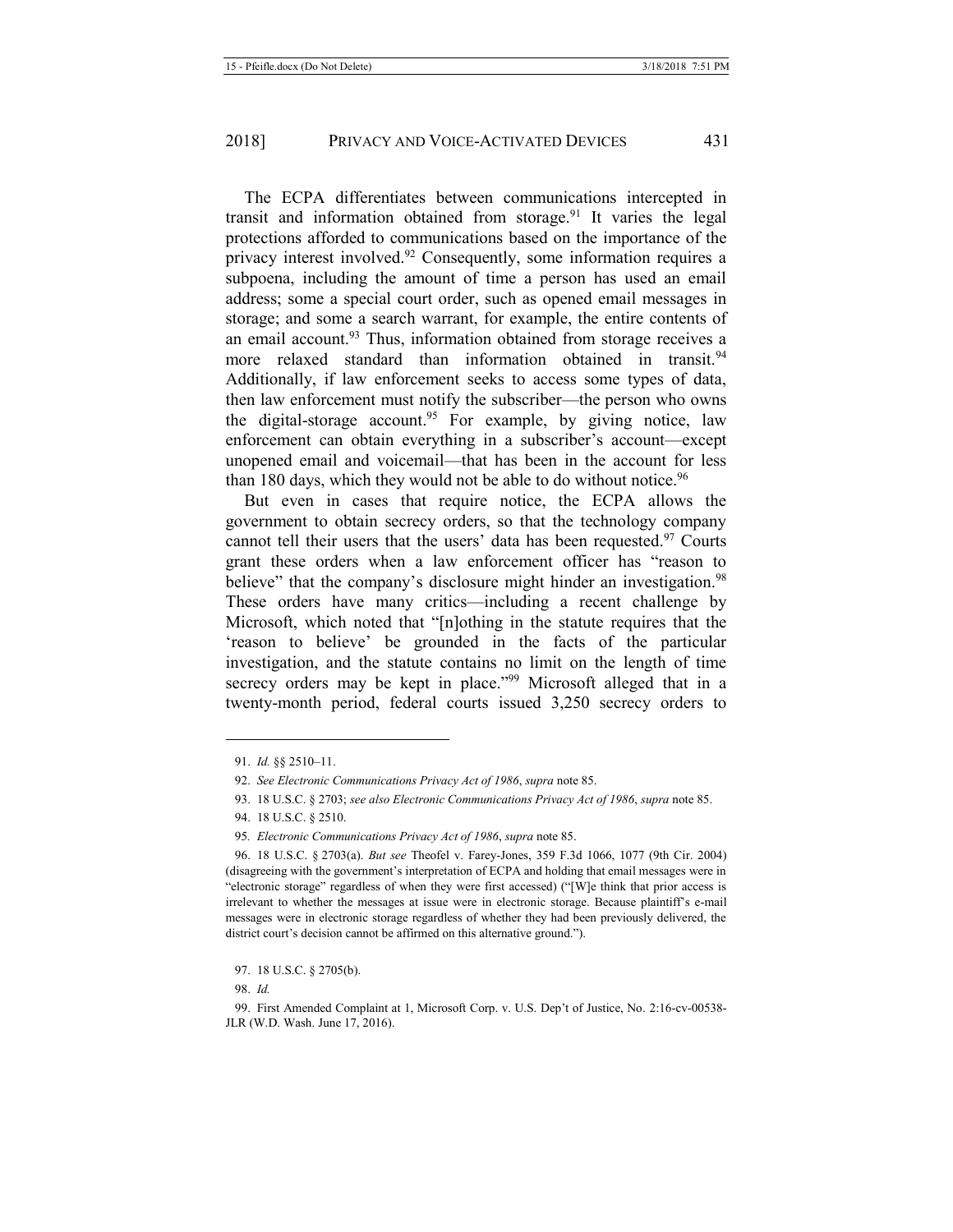The ECPA differentiates between communications intercepted in transit and information obtained from storage.[91] It varies the legal protections afforded to communications based on the importance of the privacy interest involved.[92] Consequently, some information requires a subpoena, including the amount of time a person has used an email address; some a special court order, such as opened email messages in storage; and some a search warrant, for example, the entire contents of an email account.[93] Thus, information obtained from storage receives a more relaxed standard than information obtained in transit.[94] Additionally, if law enforcement seeks to access some types of data, then law enforcement must notify the subscriber—the person who owns the digital-storage account.[95] For example, by giving notice, law enforcement can obtain everything in a subscriber's account—except unopened email and voicemail—that has been in the account for less than 180 days, which they would not be able to do without notice.[96]

But even in cases that require notice, the ECPA allows the government to obtain secrecy orders, so that the technology company cannot tell their users that the users' data has been requested.[97] Courts grant these orders when a law enforcement officer has "reason to believe" that the company's disclosure might hinder an investigation.[98] These orders have many critics—including a recent challenge by Microsoft, which noted that "[n]othing in the statute requires that the 'reason to believe' be grounded in the facts of the particular investigation, and the statute contains no limit on the length of time secrecy orders may be kept in place."[99] Microsoft alleged that in a twenty-month period, federal courts issued 3,250 secrecy orders to

---

91. *Id.* §§ 2510–11.

92. *See Electronic Communications Privacy Act of 1986*, *supra* note 85.

93. 18 U.S.C. § 2703; *see also Electronic Communications Privacy Act of 1986*, *supra* note 85.

94. 18 U.S.C. § 2510.

95. *Electronic Communications Privacy Act of 1986*, *supra* note 85.

96. 18 U.S.C. § 2703(a). *But see* Theofel v. Farey-Jones, 359 F.3d 1066, 1077 (9th Cir. 2004) (disagreeing with the government's interpretation of ECPA and holding that email messages were in "electronic storage" regardless of when they were first accessed) ("[W]e think that prior access is irrelevant to whether the messages at issue were in electronic storage. Because plaintiff's e-mail messages were in electronic storage regardless of whether they had been previously delivered, the district court's decision cannot be affirmed on this alternative ground.").

97. 18 U.S.C. § 2705(b).

98. *Id.*

99. First Amended Complaint at 1, Microsoft Corp. v. U.S. Dep't of Justice, No. 2:16-cv-00538-JLR (W.D. Wash. June 17, 2016).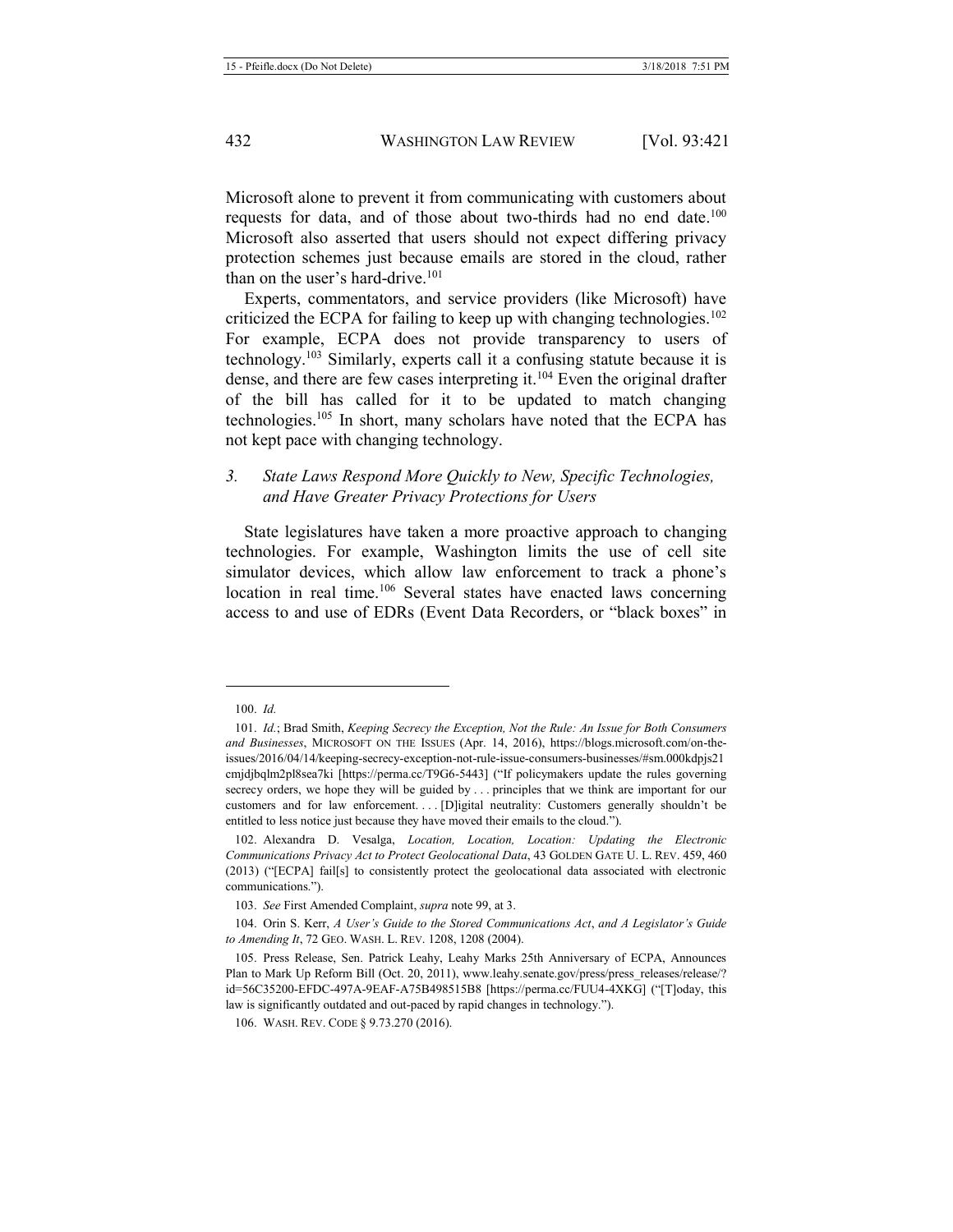Microsoft alone to prevent it from communicating with customers about requests for data, and of those about two-thirds had no end date.[100] Microsoft also asserted that users should not expect differing privacy protection schemes just because emails are stored in the cloud, rather than on the user's hard-drive.[101]

Experts, commentators, and service providers (like Microsoft) have criticized the ECPA for failing to keep up with changing technologies.[102] For example, ECPA does not provide transparency to users of technology.[103] Similarly, experts call it a confusing statute because it is dense, and there are few cases interpreting it.[104] Even the original drafter of the bill has called for it to be updated to match changing technologies.[105] In short, many scholars have noted that the ECPA has not kept pace with changing technology.

### *3. State Laws Respond More Quickly to New, Specific Technologies, and Have Greater Privacy Protections for Users*

State legislatures have taken a more proactive approach to changing technologies. For example, Washington limits the use of cell site simulator devices, which allow law enforcement to track a phone's location in real time.[106] Several states have enacted laws concerning access to and use of EDRs (Event Data Recorders, or "black boxes" in

---

100. *Id.*

101. *Id.*; Brad Smith, *Keeping Secrecy the Exception, Not the Rule: An Issue for Both Consumers and Businesses*, MICROSOFT ON THE ISSUES (Apr. 14, 2016), https://blogs.microsoft.com/on-the-issues/2016/04/14/keeping-secrecy-exception-not-rule-issue-consumers-businesses/#sm.000kdpjs21cmjdjbqlm2pl8sea7ki [https://perma.cc/T9G6-5443] ("If policymakers update the rules governing secrecy orders, we hope they will be guided by . . . principles that we think are important for our customers and for law enforcement. . . . [D]igital neutrality: Customers generally shouldn't be entitled to less notice just because they have moved their emails to the cloud.").

102. Alexandra D. Vesalga, *Location, Location, Location: Updating the Electronic Communications Privacy Act to Protect Geolocational Data*, 43 GOLDEN GATE U. L. REV. 459, 460 (2013) ("[ECPA] fail[s] to consistently protect the geolocational data associated with electronic communications.").

103. *See* First Amended Complaint, *supra* note 99, at 3.

104. Orin S. Kerr, *A User's Guide to the Stored Communications Act*, *and A Legislator's Guide to Amending It*, 72 GEO. WASH. L. REV. 1208, 1208 (2004).

105. Press Release, Sen. Patrick Leahy, Leahy Marks 25th Anniversary of ECPA, Announces Plan to Mark Up Reform Bill (Oct. 20, 2011), www.leahy.senate.gov/press/press_releases/release/?id=56C35200-EFDC-497A-9EAF-A75B498515B8 [https://perma.cc/FUU4-4XKG] ("[T]oday, this law is significantly outdated and out-paced by rapid changes in technology.").

106. WASH. REV. CODE § 9.73.270 (2016).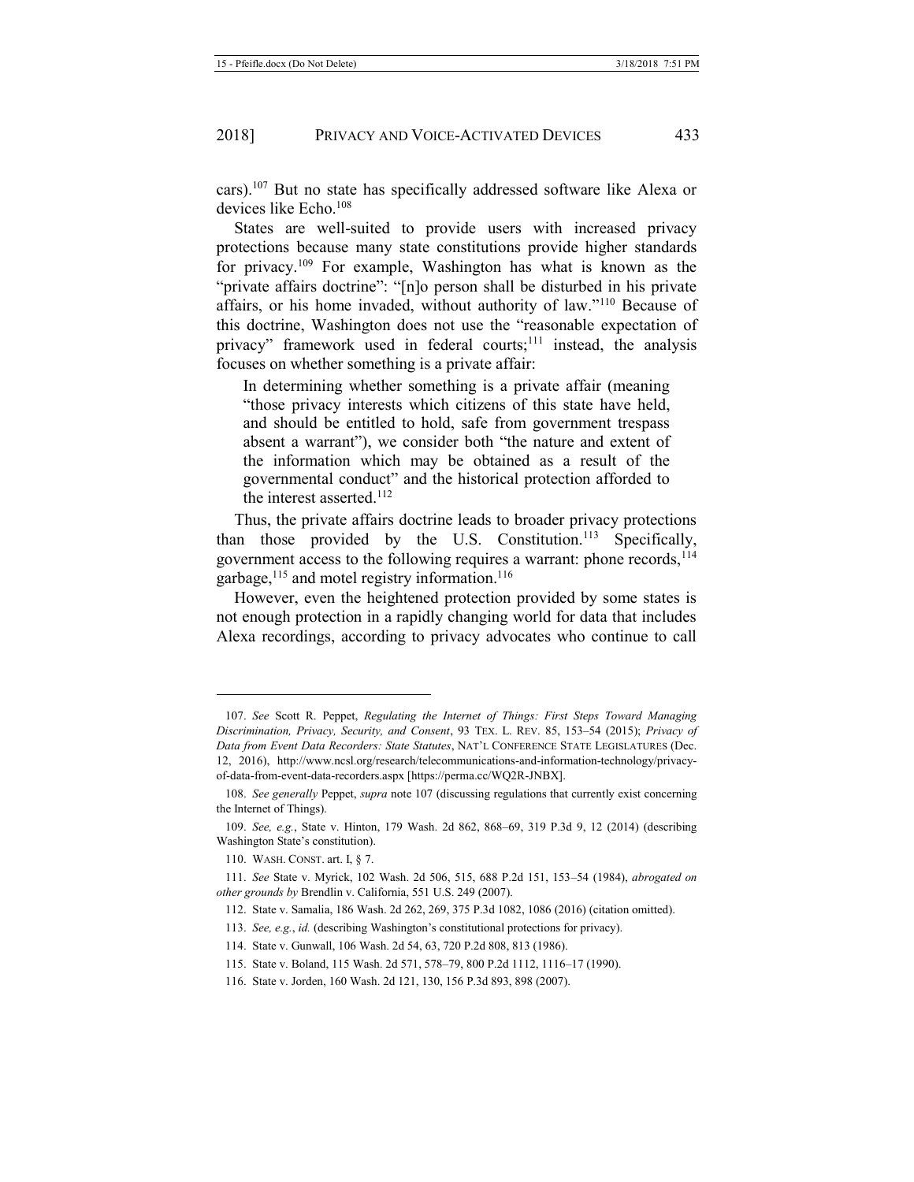cars).[107] But no state has specifically addressed software like Alexa or devices like Echo.[108]

States are well-suited to provide users with increased privacy protections because many state constitutions provide higher standards for privacy.[109] For example, Washington has what is known as the "private affairs doctrine": "[n]o person shall be disturbed in his private affairs, or his home invaded, without authority of law."[110] Because of this doctrine, Washington does not use the "reasonable expectation of privacy" framework used in federal courts;[111] instead, the analysis focuses on whether something is a private affair:

> In determining whether something is a private affair (meaning "those privacy interests which citizens of this state have held, and should be entitled to hold, safe from government trespass absent a warrant"), we consider both "the nature and extent of the information which may be obtained as a result of the governmental conduct" and the historical protection afforded to the interest asserted.[112]

Thus, the private affairs doctrine leads to broader privacy protections than those provided by the U.S. Constitution.[113] Specifically, government access to the following requires a warrant: phone records,[114] garbage,[115] and motel registry information.[116]

However, even the heightened protection provided by some states is not enough protection in a rapidly changing world for data that includes Alexa recordings, according to privacy advocates who continue to call

---

107. *See* Scott R. Peppet, *Regulating the Internet of Things: First Steps Toward Managing Discrimination, Privacy, Security, and Consent*, 93 TEX. L. REV. 85, 153–54 (2015); *Privacy of Data from Event Data Recorders: State Statutes*, NAT'L CONFERENCE STATE LEGISLATURES (Dec. 12, 2016), http://www.ncsl.org/research/telecommunications-and-information-technology/privacy-of-data-from-event-data-recorders.aspx [https://perma.cc/WQ2R-JNBX].

108. *See generally* Peppet, *supra* note 107 (discussing regulations that currently exist concerning the Internet of Things).

109. *See, e.g.*, State v. Hinton, 179 Wash. 2d 862, 868–69, 319 P.3d 9, 12 (2014) (describing Washington State's constitution).

110. WASH. CONST. art. I, § 7.

111. *See* State v. Myrick, 102 Wash. 2d 506, 515, 688 P.2d 151, 153–54 (1984), *abrogated on other grounds by* Brendlin v. California, 551 U.S. 249 (2007).

112. State v. Samalia, 186 Wash. 2d 262, 269, 375 P.3d 1082, 1086 (2016) (citation omitted).

113. *See, e.g.*, *id.* (describing Washington's constitutional protections for privacy).

114. State v. Gunwall, 106 Wash. 2d 54, 63, 720 P.2d 808, 813 (1986).

115. State v. Boland, 115 Wash. 2d 571, 578–79, 800 P.2d 1112, 1116–17 (1990).

116. State v. Jorden, 160 Wash. 2d 121, 130, 156 P.3d 893, 898 (2007).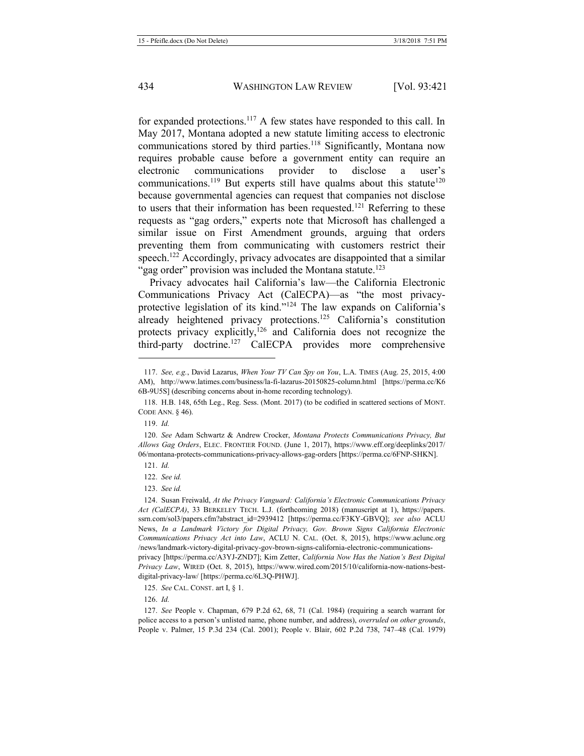for expanded protections.[117] A few states have responded to this call. In May 2017, Montana adopted a new statute limiting access to electronic communications stored by third parties.[118] Significantly, Montana now requires probable cause before a government entity can require an electronic communications provider to disclose a user's communications.[119] But experts still have qualms about this statute[120] because governmental agencies can request that companies not disclose to users that their information has been requested.[121] Referring to these requests as "gag orders," experts note that Microsoft has challenged a similar issue on First Amendment grounds, arguing that orders preventing them from communicating with customers restrict their speech.[122] Accordingly, privacy advocates are disappointed that a similar "gag order" provision was included the Montana statute.[123]

Privacy advocates hail California's law—the California Electronic Communications Privacy Act (CalECPA)—as "the most privacy-protective legislation of its kind."[124] The law expands on California's already heightened privacy protections.[125] California's constitution protects privacy explicitly,[126] and California does not recognize the third-party doctrine.[127] CalECPA provides more comprehensive

---

117. *See, e.g.*, David Lazarus, *When Your TV Can Spy on You*, L.A. TIMES (Aug. 25, 2015, 4:00 AM), http://www.latimes.com/business/la-fi-lazarus-20150825-column.html [https://perma.cc/K66B-9U5S] (describing concerns about in-home recording technology).

118. H.B. 148, 65th Leg., Reg. Sess. (Mont. 2017) (to be codified in scattered sections of MONT. CODE ANN. § 46).

119. *Id.*

120. *See* Adam Schwartz & Andrew Crocker, *Montana Protects Communications Privacy, But Allows Gag Orders*, ELEC. FRONTIER FOUND. (June 1, 2017), https://www.eff.org/deeplinks/2017/06/montana-protects-communications-privacy-allows-gag-orders [https://perma.cc/6FNP-SHKN].

121. *Id.*

122. *See id.*

123. *See id.*

124. Susan Freiwald, *At the Privacy Vanguard: California's Electronic Communications Privacy Act (CalECPA)*, 33 BERKELEY TECH. L.J. (forthcoming 2018) (manuscript at 1), https://papers.ssrn.com/sol3/papers.cfm?abstract_id=2939412 [https://perma.cc/F3KY-GBVQ]; *see also* ACLU News, *In a Landmark Victory for Digital Privacy, Gov. Brown Signs California Electronic Communications Privacy Act into Law*, ACLU N. CAL. (Oct. 8, 2015), https://www.aclunc.org/news/landmark-victory-digital-privacy-gov-brown-signs-california-electronic-communications-privacy [https://perma.cc/A3YJ-ZND7]; Kim Zetter, *California Now Has the Nation's Best Digital Privacy Law*, WIRED (Oct. 8, 2015), https://www.wired.com/2015/10/california-now-nations-best-digital-privacy-law/ [https://perma.cc/6L3Q-PHWJ].

125. *See* CAL. CONST. art I, § 1.

126. *Id.*

127. *See* People v. Chapman, 679 P.2d 62, 68, 71 (Cal. 1984) (requiring a search warrant for police access to a person's unlisted name, phone number, and address), *overruled on other grounds*, People v. Palmer, 15 P.3d 234 (Cal. 2001); People v. Blair, 602 P.2d 738, 747–48 (Cal. 1979)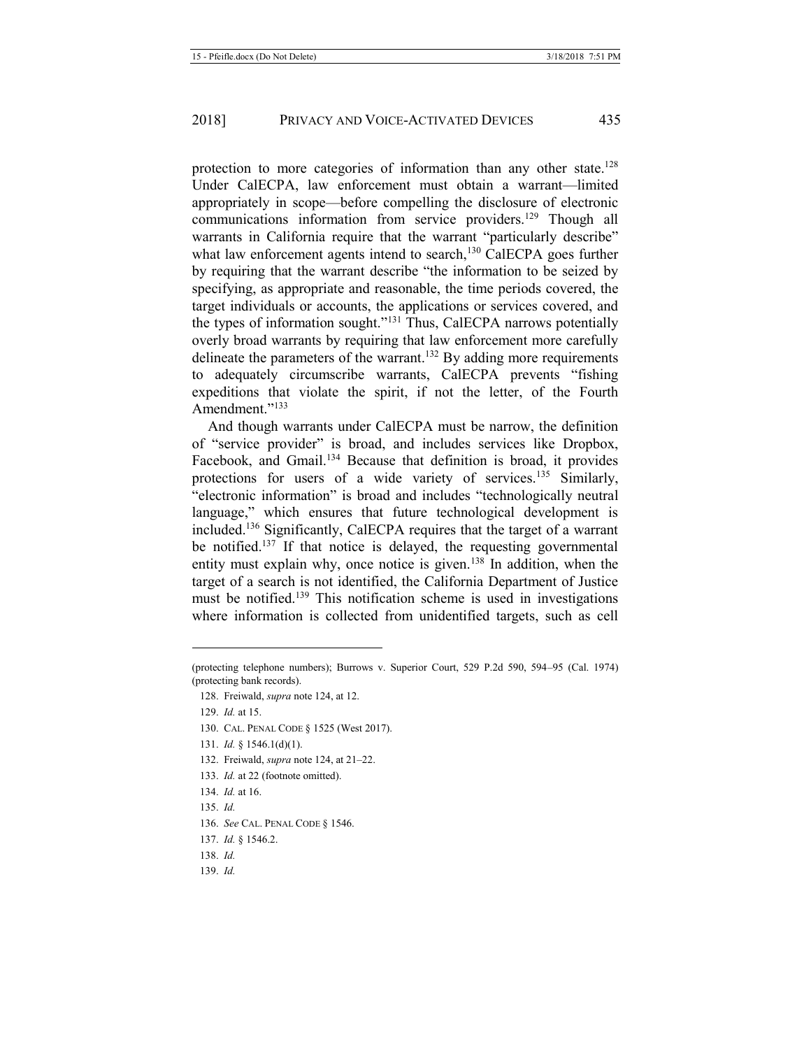protection to more categories of information than any other state.[128] Under CalECPA, law enforcement must obtain a warrant—limited appropriately in scope—before compelling the disclosure of electronic communications information from service providers.[129] Though all warrants in California require that the warrant "particularly describe" what law enforcement agents intend to search,[130] CalECPA goes further by requiring that the warrant describe "the information to be seized by specifying, as appropriate and reasonable, the time periods covered, the target individuals or accounts, the applications or services covered, and the types of information sought."[131] Thus, CalECPA narrows potentially overly broad warrants by requiring that law enforcement more carefully delineate the parameters of the warrant.[132] By adding more requirements to adequately circumscribe warrants, CalECPA prevents "fishing expeditions that violate the spirit, if not the letter, of the Fourth Amendment."[133]

And though warrants under CalECPA must be narrow, the definition of "service provider" is broad, and includes services like Dropbox, Facebook, and Gmail.[134] Because that definition is broad, it provides protections for users of a wide variety of services.[135] Similarly, "electronic information" is broad and includes "technologically neutral language," which ensures that future technological development is included.[136] Significantly, CalECPA requires that the target of a warrant be notified.[137] If that notice is delayed, the requesting governmental entity must explain why, once notice is given.[138] In addition, when the target of a search is not identified, the California Department of Justice must be notified.[139] This notification scheme is used in investigations where information is collected from unidentified targets, such as cell

---

(protecting telephone numbers); Burrows v. Superior Court, 529 P.2d 590, 594–95 (Cal. 1974) (protecting bank records).

128. Freiwald, *supra* note 124, at 12.

129. *Id.* at 15.

130. CAL. PENAL CODE § 1525 (West 2017).

131. *Id.* § 1546.1(d)(1).

132. Freiwald, *supra* note 124, at 21–22.

133. *Id.* at 22 (footnote omitted).

134. *Id.* at 16.

135. *Id.*

136. *See* CAL. PENAL CODE § 1546.

137. *Id.* § 1546.2.

138. *Id.*

139. *Id.*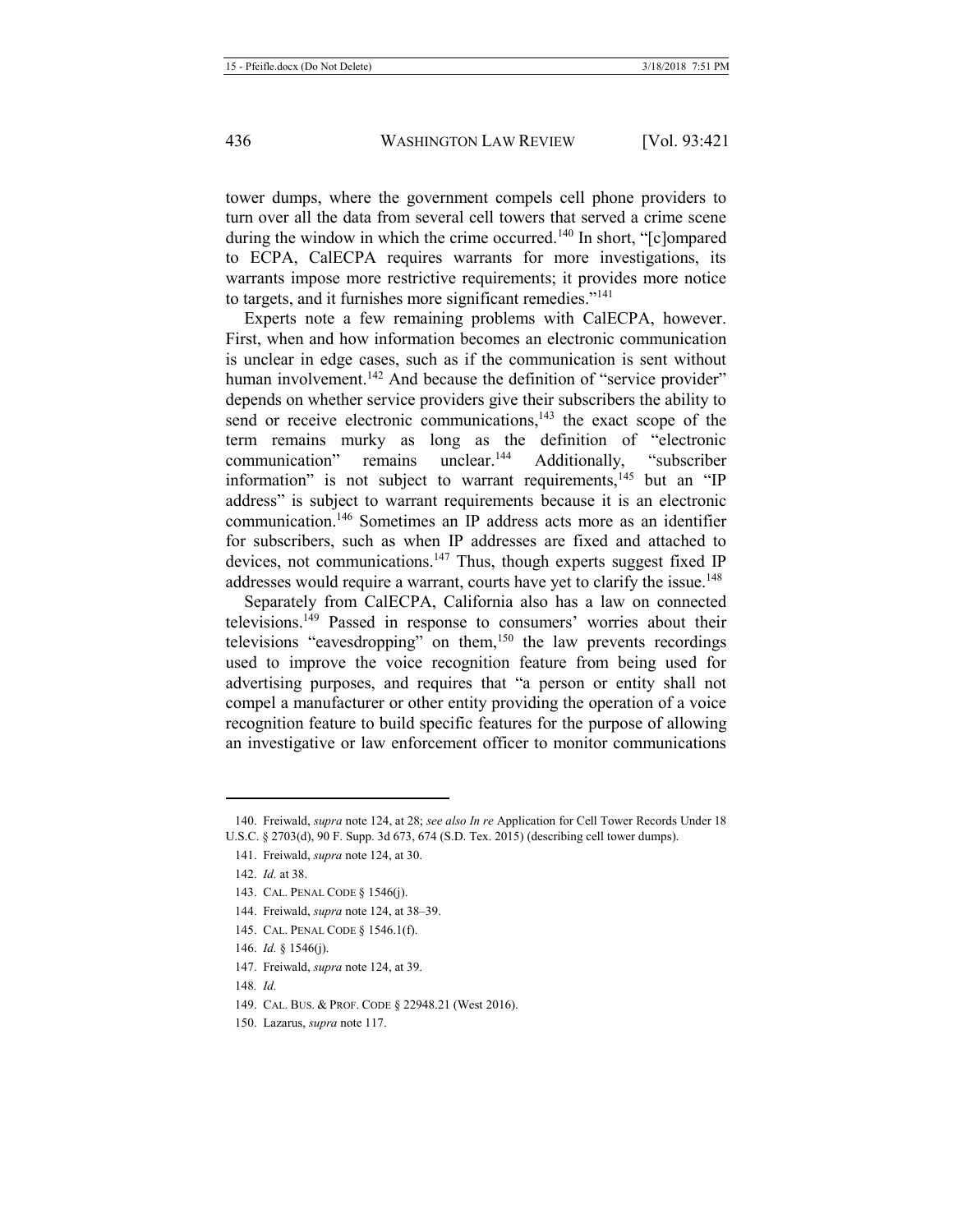tower dumps, where the government compels cell phone providers to turn over all the data from several cell towers that served a crime scene during the window in which the crime occurred.[140] In short, "[c]ompared to ECPA, CalECPA requires warrants for more investigations, its warrants impose more restrictive requirements; it provides more notice to targets, and it furnishes more significant remedies."[141]

Experts note a few remaining problems with CalECPA, however. First, when and how information becomes an electronic communication is unclear in edge cases, such as if the communication is sent without human involvement.[142] And because the definition of "service provider" depends on whether service providers give their subscribers the ability to send or receive electronic communications,[143] the exact scope of the term remains murky as long as the definition of "electronic communication" remains unclear.[144] Additionally, "subscriber information" is not subject to warrant requirements,[145] but an "IP address" is subject to warrant requirements because it is an electronic communication.[146] Sometimes an IP address acts more as an identifier for subscribers, such as when IP addresses are fixed and attached to devices, not communications.[147] Thus, though experts suggest fixed IP addresses would require a warrant, courts have yet to clarify the issue.[148]

Separately from CalECPA, California also has a law on connected televisions.[149] Passed in response to consumers' worries about their televisions "eavesdropping" on them,[150] the law prevents recordings used to improve the voice recognition feature from being used for advertising purposes, and requires that "a person or entity shall not compel a manufacturer or other entity providing the operation of a voice recognition feature to build specific features for the purpose of allowing an investigative or law enforcement officer to monitor communications

---

140. Freiwald, *supra* note 124, at 28; *see also In re* Application for Cell Tower Records Under 18 U.S.C. § 2703(d), 90 F. Supp. 3d 673, 674 (S.D. Tex. 2015) (describing cell tower dumps).

141. Freiwald, *supra* note 124, at 30.

142. *Id.* at 38.

143. CAL. PENAL CODE § 1546(j).

144. Freiwald, *supra* note 124, at 38–39.

145. CAL. PENAL CODE § 1546.1(f).

146. *Id.* § 1546(j).

147. Freiwald, *supra* note 124, at 39.

148. *Id.*

149. CAL. BUS. & PROF. CODE § 22948.21 (West 2016).

150. Lazarus, *supra* note 117.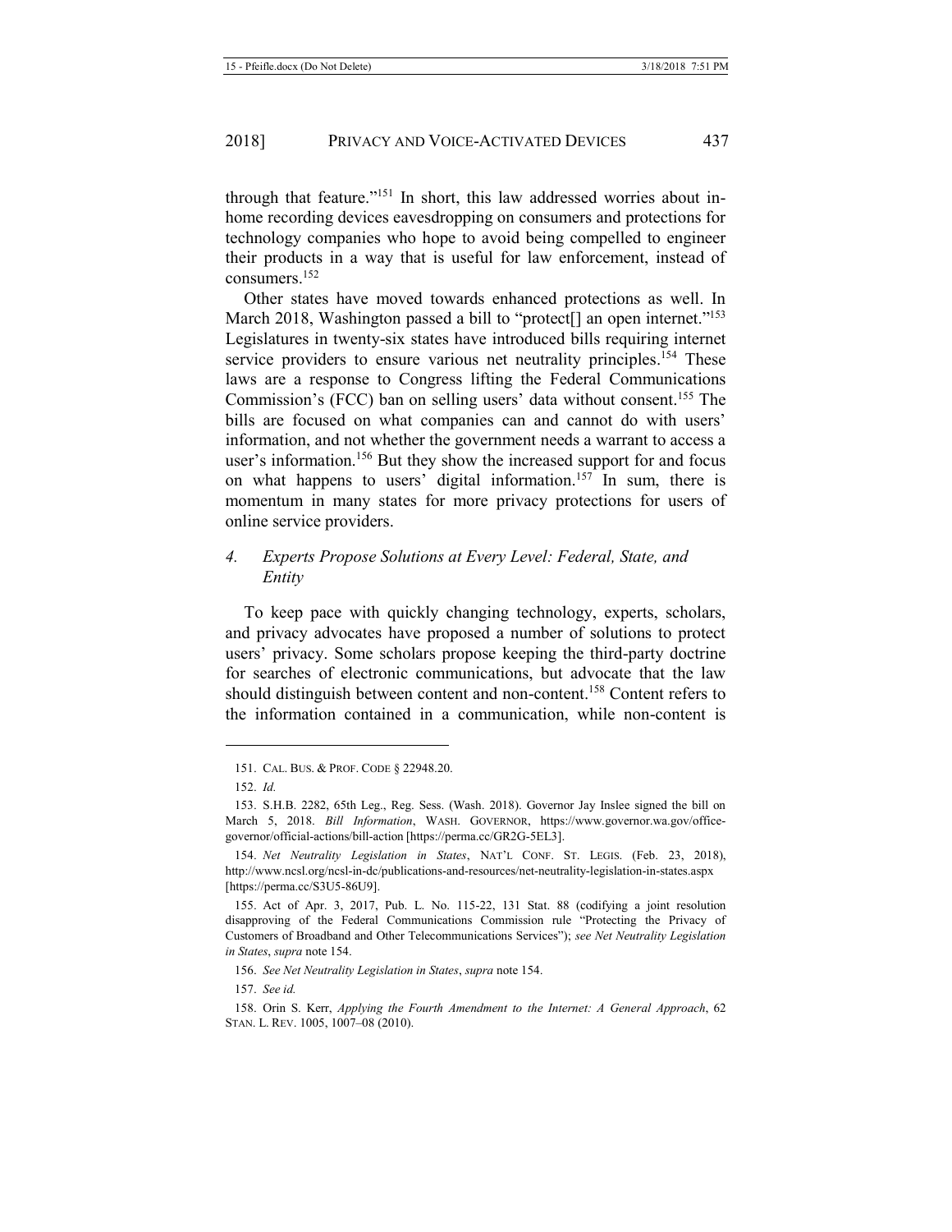through that feature."[151] In short, this law addressed worries about in-home recording devices eavesdropping on consumers and protections for technology companies who hope to avoid being compelled to engineer their products in a way that is useful for law enforcement, instead of consumers.[152]

Other states have moved towards enhanced protections as well. In March 2018, Washington passed a bill to "protect[] an open internet."[153] Legislatures in twenty-six states have introduced bills requiring internet service providers to ensure various net neutrality principles.[154] These laws are a response to Congress lifting the Federal Communications Commission's (FCC) ban on selling users' data without consent.[155] The bills are focused on what companies can and cannot do with users' information, and not whether the government needs a warrant to access a user's information.[156] But they show the increased support for and focus on what happens to users' digital information.[157] In sum, there is momentum in many states for more privacy protections for users of online service providers.

### *4. Experts Propose Solutions at Every Level: Federal, State, and Entity*

To keep pace with quickly changing technology, experts, scholars, and privacy advocates have proposed a number of solutions to protect users' privacy. Some scholars propose keeping the third-party doctrine for searches of electronic communications, but advocate that the law should distinguish between content and non-content.[158] Content refers to the information contained in a communication, while non-content is

---

151. CAL. BUS. & PROF. CODE § 22948.20.

152. *Id.*

153. S.H.B. 2282, 65th Leg., Reg. Sess. (Wash. 2018). Governor Jay Inslee signed the bill on March 5, 2018. *Bill Information*, WASH. GOVERNOR, https://www.governor.wa.gov/office-governor/official-actions/bill-action [https://perma.cc/GR2G-5EL3].

154. *Net Neutrality Legislation in States*, NAT'L CONF. ST. LEGIS. (Feb. 23, 2018), http://www.ncsl.org/ncsl-in-dc/publications-and-resources/net-neutrality-legislation-in-states.aspx [https://perma.cc/S3U5-86U9].

155. Act of Apr. 3, 2017, Pub. L. No. 115-22, 131 Stat. 88 (codifying a joint resolution disapproving of the Federal Communications Commission rule "Protecting the Privacy of Customers of Broadband and Other Telecommunications Services"); *see Net Neutrality Legislation in States*, *supra* note 154.

156. *See Net Neutrality Legislation in States*, *supra* note 154.

157. *See id.*

158. Orin S. Kerr, *Applying the Fourth Amendment to the Internet: A General Approach*, 62 STAN. L. REV. 1005, 1007–08 (2010).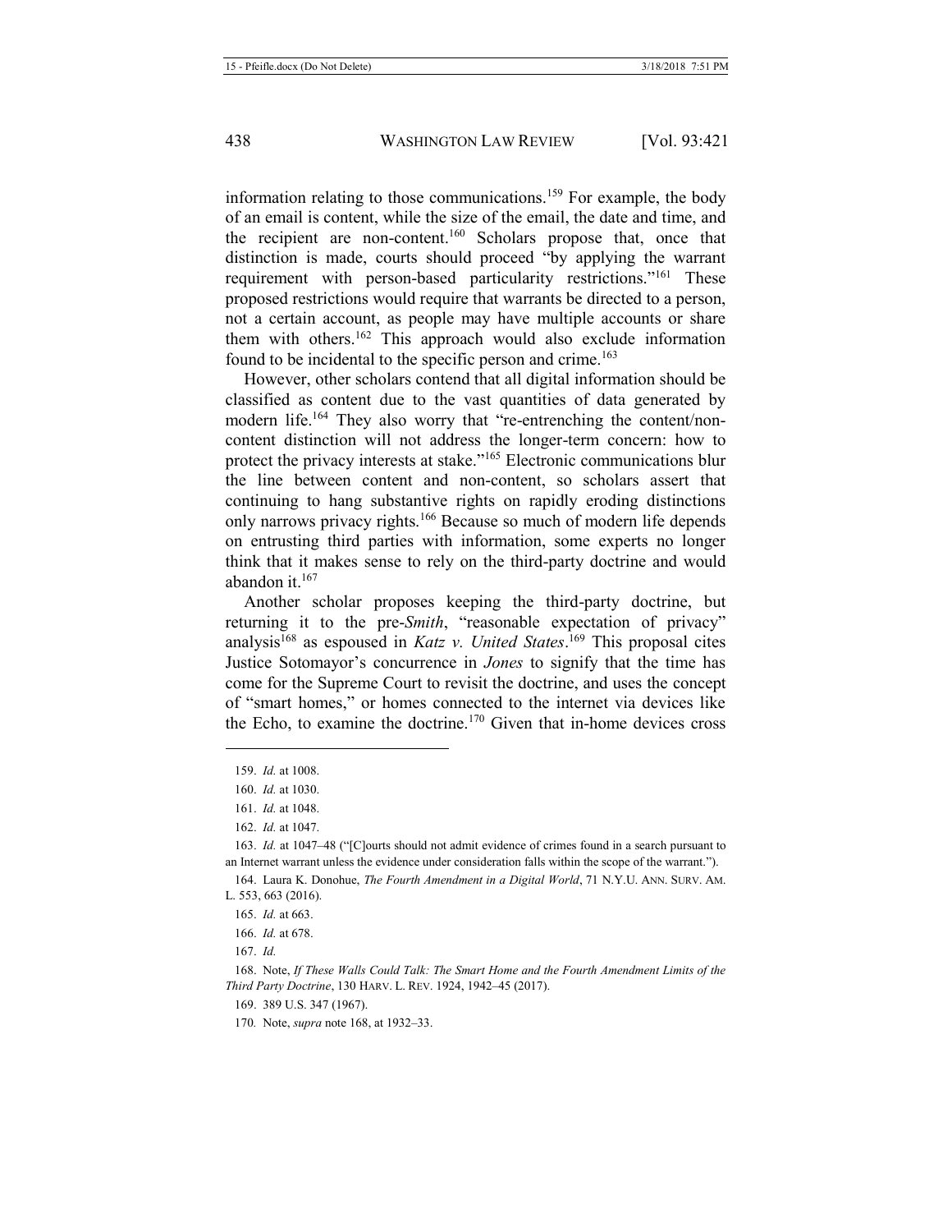information relating to those communications.[159] For example, the body of an email is content, while the size of the email, the date and time, and the recipient are non-content.[160] Scholars propose that, once that distinction is made, courts should proceed "by applying the warrant requirement with person-based particularity restrictions."[161] These proposed restrictions would require that warrants be directed to a person, not a certain account, as people may have multiple accounts or share them with others.[162] This approach would also exclude information found to be incidental to the specific person and crime.[163]

However, other scholars contend that all digital information should be classified as content due to the vast quantities of data generated by modern life.[164] They also worry that "re-entrenching the content/non-content distinction will not address the longer-term concern: how to protect the privacy interests at stake."[165] Electronic communications blur the line between content and non-content, so scholars assert that continuing to hang substantive rights on rapidly eroding distinctions only narrows privacy rights.[166] Because so much of modern life depends on entrusting third parties with information, some experts no longer think that it makes sense to rely on the third-party doctrine and would abandon it.[167]

Another scholar proposes keeping the third-party doctrine, but returning it to the pre-*Smith*, "reasonable expectation of privacy" analysis[168] as espoused in *Katz v. United States*.[169] This proposal cites Justice Sotomayor's concurrence in *Jones* to signify that the time has come for the Supreme Court to revisit the doctrine, and uses the concept of "smart homes," or homes connected to the internet via devices like the Echo, to examine the doctrine.[170] Given that in-home devices cross

---

159. *Id.* at 1008.

160. *Id.* at 1030.

161. *Id.* at 1048.

162. *Id.* at 1047.

163. *Id.* at 1047–48 ("[C]ourts should not admit evidence of crimes found in a search pursuant to an Internet warrant unless the evidence under consideration falls within the scope of the warrant.").

164. Laura K. Donohue, *The Fourth Amendment in a Digital World*, 71 N.Y.U. ANN. SURV. AM. L. 553, 663 (2016).

165. *Id.* at 663.

166. *Id.* at 678.

167. *Id.*

168. Note, *If These Walls Could Talk: The Smart Home and the Fourth Amendment Limits of the Third Party Doctrine*, 130 HARV. L. REV. 1924, 1942–45 (2017).

169. 389 U.S. 347 (1967).

170. Note, *supra* note 168, at 1932–33.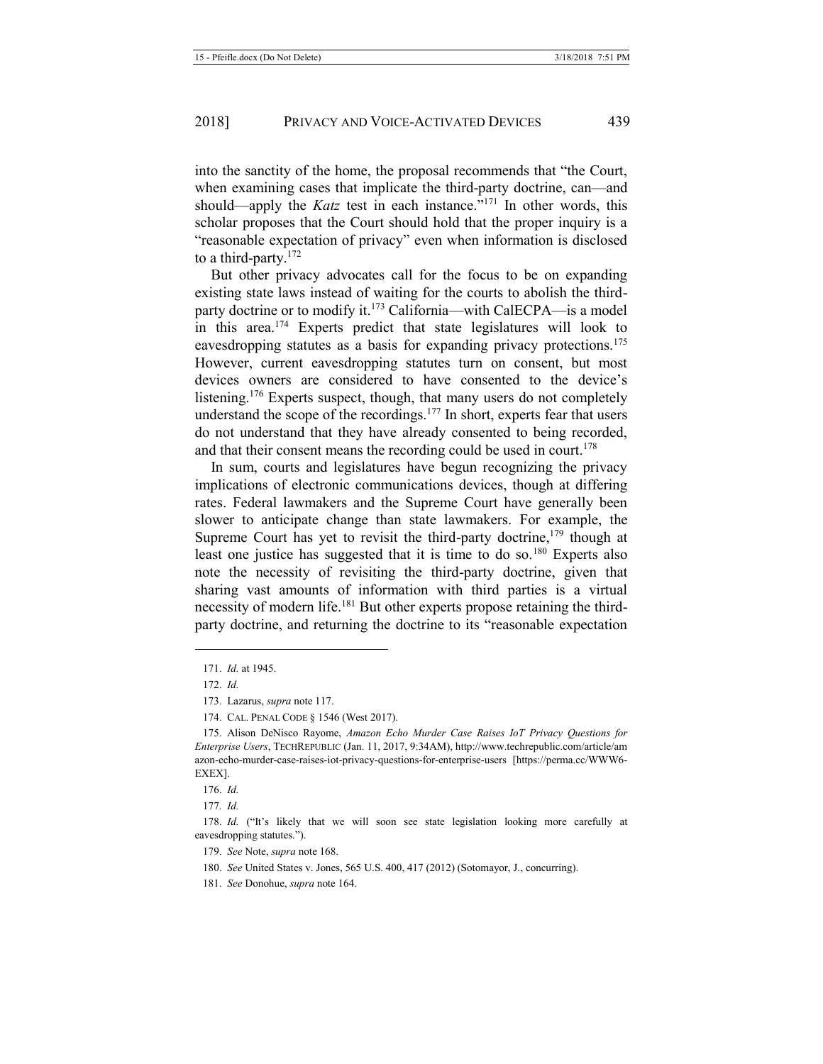into the sanctity of the home, the proposal recommends that "the Court, when examining cases that implicate the third-party doctrine, can—and should—apply the *Katz* test in each instance."[171] In other words, this scholar proposes that the Court should hold that the proper inquiry is a "reasonable expectation of privacy" even when information is disclosed to a third-party.[172]

But other privacy advocates call for the focus to be on expanding existing state laws instead of waiting for the courts to abolish the third-party doctrine or to modify it.[173] California—with CalECPA—is a model in this area.[174] Experts predict that state legislatures will look to eavesdropping statutes as a basis for expanding privacy protections.[175] However, current eavesdropping statutes turn on consent, but most devices owners are considered to have consented to the device's listening.[176] Experts suspect, though, that many users do not completely understand the scope of the recordings.[177] In short, experts fear that users do not understand that they have already consented to being recorded, and that their consent means the recording could be used in court.[178]

In sum, courts and legislatures have begun recognizing the privacy implications of electronic communications devices, though at differing rates. Federal lawmakers and the Supreme Court have generally been slower to anticipate change than state lawmakers. For example, the Supreme Court has yet to revisit the third-party doctrine,[179] though at least one justice has suggested that it is time to do so.[180] Experts also note the necessity of revisiting the third-party doctrine, given that sharing vast amounts of information with third parties is a virtual necessity of modern life.[181] But other experts propose retaining the third-party doctrine, and returning the doctrine to its "reasonable expectation

---

171. *Id.* at 1945.

172. *Id.*

173. Lazarus, *supra* note 117.

174. CAL. PENAL CODE § 1546 (West 2017).

175. Alison DeNisco Rayome, *Amazon Echo Murder Case Raises IoT Privacy Questions for Enterprise Users*, TECHREPUBLIC (Jan. 11, 2017, 9:34AM), http://www.techrepublic.com/article/amazon-echo-murder-case-raises-iot-privacy-questions-for-enterprise-users [https://perma.cc/WWW6-EXEX].

176. *Id.*

177. *Id.*

178. *Id.* ("It's likely that we will soon see state legislation looking more carefully at eavesdropping statutes.").

179. *See* Note, *supra* note 168.

180. *See* United States v. Jones, 565 U.S. 400, 417 (2012) (Sotomayor, J., concurring).

181. *See* Donohue, *supra* note 164.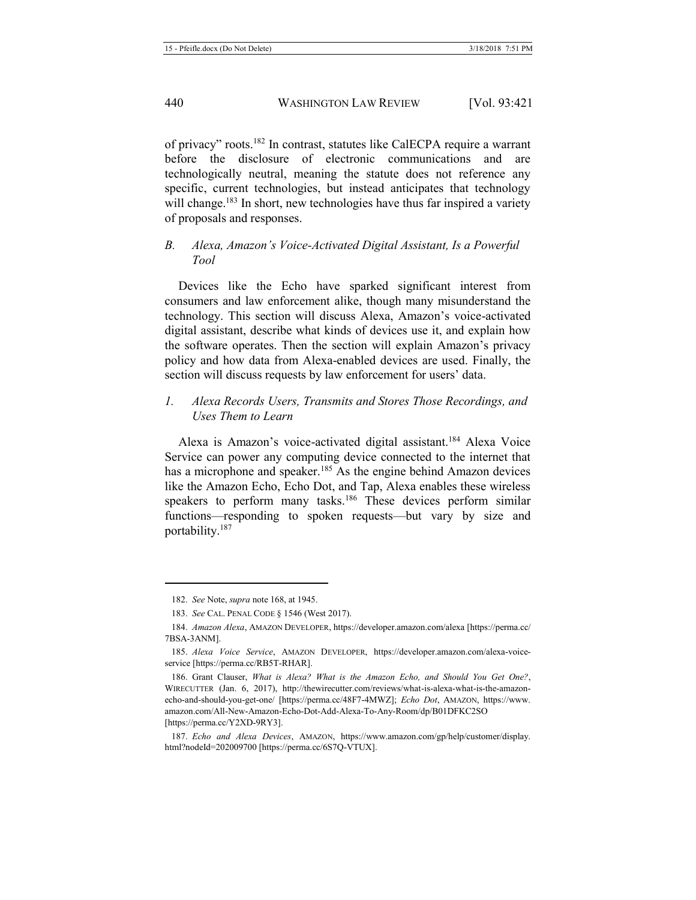of privacy" roots.[182] In contrast, statutes like CalECPA require a warrant before the disclosure of electronic communications and are technologically neutral, meaning the statute does not reference any specific, current technologies, but instead anticipates that technology will change.[183] In short, new technologies have thus far inspired a variety of proposals and responses.

### *B. Alexa, Amazon's Voice-Activated Digital Assistant, Is a Powerful Tool*

Devices like the Echo have sparked significant interest from consumers and law enforcement alike, though many misunderstand the technology. This section will discuss Alexa, Amazon's voice-activated digital assistant, describe what kinds of devices use it, and explain how the software operates. Then the section will explain Amazon's privacy policy and how data from Alexa-enabled devices are used. Finally, the section will discuss requests by law enforcement for users' data.

#### *1. Alexa Records Users, Transmits and Stores Those Recordings, and Uses Them to Learn*

Alexa is Amazon's voice-activated digital assistant.[184] Alexa Voice Service can power any computing device connected to the internet that has a microphone and speaker.[185] As the engine behind Amazon devices like the Amazon Echo, Echo Dot, and Tap, Alexa enables these wireless speakers to perform many tasks.[186] These devices perform similar functions—responding to spoken requests—but vary by size and portability.[187]

---

182. *See* Note, *supra* note 168, at 1945.

183. *See* CAL. PENAL CODE § 1546 (West 2017).

184. *Amazon Alexa*, AMAZON DEVELOPER, https://developer.amazon.com/alexa [https://perma.cc/7BSA-3ANM].

185. *Alexa Voice Service*, AMAZON DEVELOPER, https://developer.amazon.com/alexa-voice-service [https://perma.cc/RB5T-RHAR].

186. Grant Clauser, *What is Alexa? What is the Amazon Echo, and Should You Get One?*, WIRECUTTER (Jan. 6, 2017), http://thewirecutter.com/reviews/what-is-alexa-what-is-the-amazon-echo-and-should-you-get-one/ [https://perma.cc/48F7-4MWZ]; *Echo Dot*, AMAZON, https://www.amazon.com/All-New-Amazon-Echo-Dot-Add-Alexa-To-Any-Room/dp/B01DFKC2SO [https://perma.cc/Y2XD-9RY3].

187. *Echo and Alexa Devices*, AMAZON, https://www.amazon.com/gp/help/customer/display.html?nodeId=202009700 [https://perma.cc/6S7Q-VTUX].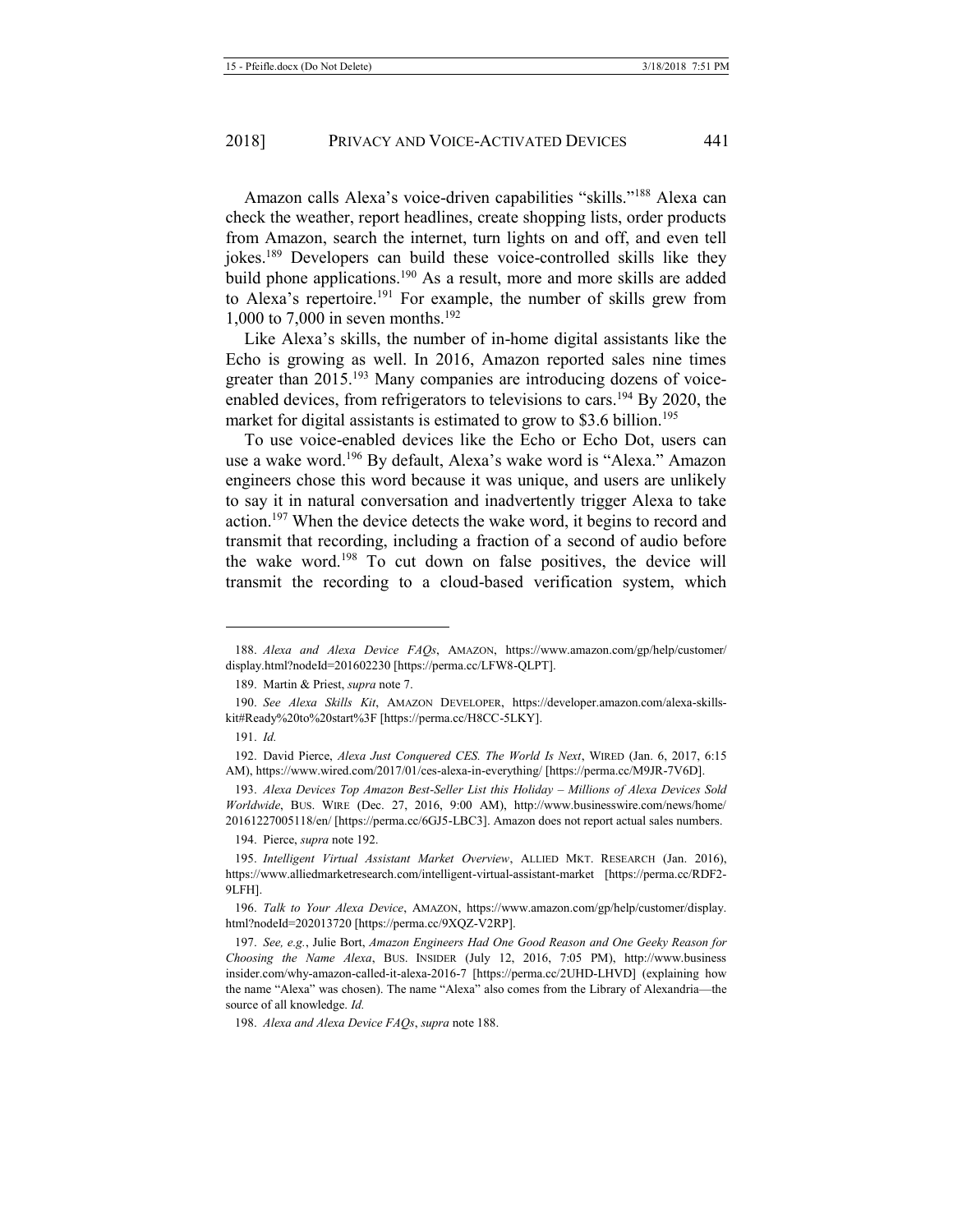Amazon calls Alexa's voice-driven capabilities "skills."[188] Alexa can check the weather, report headlines, create shopping lists, order products from Amazon, search the internet, turn lights on and off, and even tell jokes.[189] Developers can build these voice-controlled skills like they build phone applications.[190] As a result, more and more skills are added to Alexa's repertoire.[191] For example, the number of skills grew from 1,000 to 7,000 in seven months.[192]

Like Alexa's skills, the number of in-home digital assistants like the Echo is growing as well. In 2016, Amazon reported sales nine times greater than 2015.[193] Many companies are introducing dozens of voice-enabled devices, from refrigerators to televisions to cars.[194] By 2020, the market for digital assistants is estimated to grow to $3.6 billion.[195]

To use voice-enabled devices like the Echo or Echo Dot, users can use a wake word.[196] By default, Alexa's wake word is "Alexa." Amazon engineers chose this word because it was unique, and users are unlikely to say it in natural conversation and inadvertently trigger Alexa to take action.[197] When the device detects the wake word, it begins to record and transmit that recording, including a fraction of a second of audio before the wake word.[198] To cut down on false positives, the device will transmit the recording to a cloud-based verification system, which

---

188. *Alexa and Alexa Device FAQs*, AMAZON, https://www.amazon.com/gp/help/customer/display.html?nodeId=201602230 [https://perma.cc/LFW8-QLPT].

189. Martin & Priest, *supra* note 7.

190. *See Alexa Skills Kit*, AMAZON DEVELOPER, https://developer.amazon.com/alexa-skills-kit#Ready%20to%20start%3F [https://perma.cc/H8CC-5LKY].

191. *Id.*

192. David Pierce, *Alexa Just Conquered CES. The World Is Next*, WIRED (Jan. 6, 2017, 6:15 AM), https://www.wired.com/2017/01/ces-alexa-in-everything/ [https://perma.cc/M9JR-7V6D].

193. *Alexa Devices Top Amazon Best-Seller List this Holiday – Millions of Alexa Devices Sold Worldwide*, BUS. WIRE (Dec. 27, 2016, 9:00 AM), http://www.businesswire.com/news/home/20161227005118/en/ [https://perma.cc/6GJ5-LBC3]. Amazon does not report actual sales numbers.

194. Pierce, *supra* note 192.

195. *Intelligent Virtual Assistant Market Overview*, ALLIED MKT. RESEARCH (Jan. 2016), https://www.alliedmarketresearch.com/intelligent-virtual-assistant-market [https://perma.cc/RDF2-9LFH].

196. *Talk to Your Alexa Device*, AMAZON, https://www.amazon.com/gp/help/customer/display.html?nodeId=202013720 [https://perma.cc/9XQZ-V2RP].

197. *See, e.g.*, Julie Bort, *Amazon Engineers Had One Good Reason and One Geeky Reason for Choosing the Name Alexa*, BUS. INSIDER (July 12, 2016, 7:05 PM), http://www.businessinsider.com/why-amazon-called-it-alexa-2016-7 [https://perma.cc/2UHD-LHVD] (explaining how the name "Alexa" was chosen). The name "Alexa" also comes from the Library of Alexandria—the source of all knowledge. *Id.*

198. *Alexa and Alexa Device FAQs*, *supra* note 188.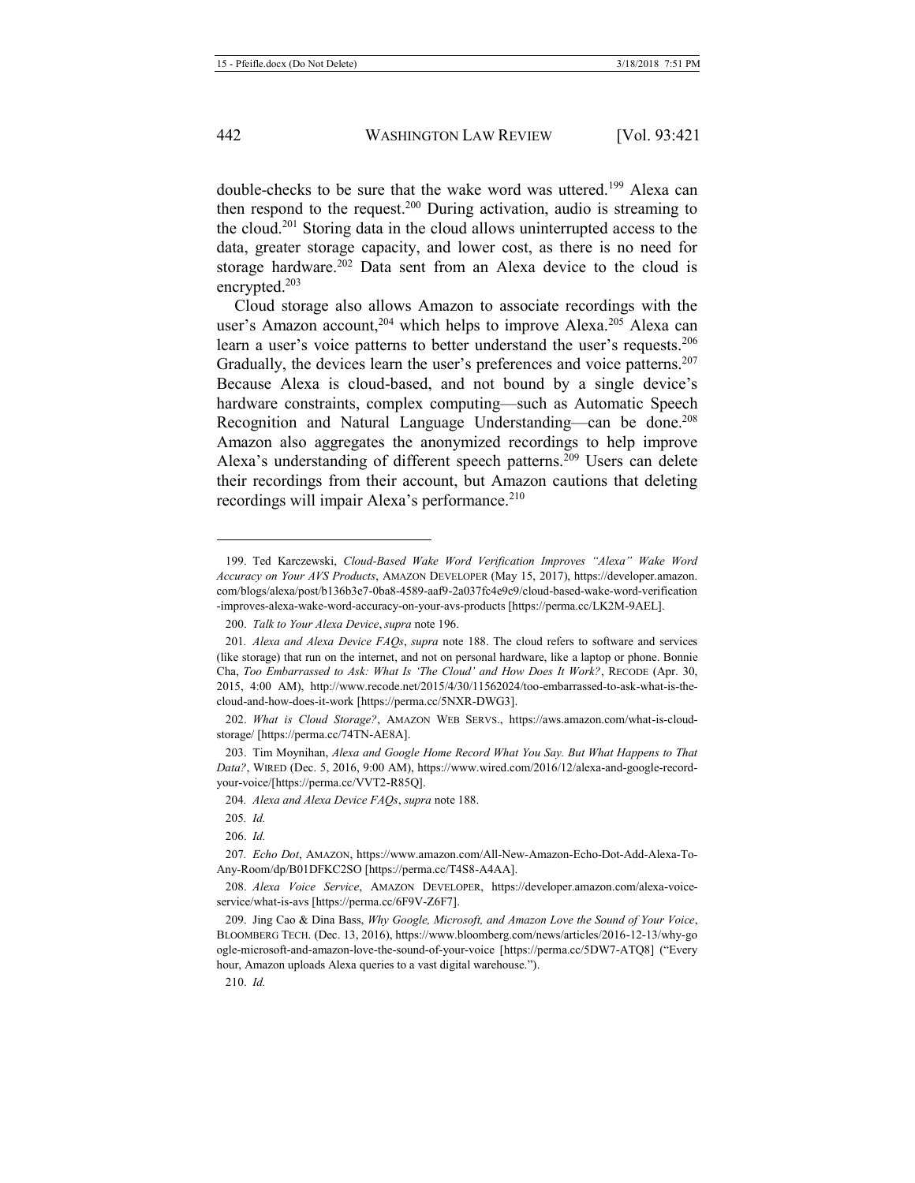double-checks to be sure that the wake word was uttered.[199] Alexa can then respond to the request.[200] During activation, audio is streaming to the cloud.[201] Storing data in the cloud allows uninterrupted access to the data, greater storage capacity, and lower cost, as there is no need for storage hardware.[202] Data sent from an Alexa device to the cloud is encrypted.[203]

Cloud storage also allows Amazon to associate recordings with the user's Amazon account,[204] which helps to improve Alexa.[205] Alexa can learn a user's voice patterns to better understand the user's requests.[206] Gradually, the devices learn the user's preferences and voice patterns.[207] Because Alexa is cloud-based, and not bound by a single device's hardware constraints, complex computing—such as Automatic Speech Recognition and Natural Language Understanding—can be done.[208] Amazon also aggregates the anonymized recordings to help improve Alexa's understanding of different speech patterns.[209] Users can delete their recordings from their account, but Amazon cautions that deleting recordings will impair Alexa's performance.[210]

---

199. Ted Karczewski, *Cloud-Based Wake Word Verification Improves "Alexa" Wake Word Accuracy on Your AVS Products*, AMAZON DEVELOPER (May 15, 2017), https://developer.amazon.com/blogs/alexa/post/b136b3e7-0ba8-4589-aaf9-2a037fc4e9c9/cloud-based-wake-word-verification-improves-alexa-wake-word-accuracy-on-your-avs-products [https://perma.cc/LK2M-9AEL].

200. *Talk to Your Alexa Device*, *supra* note 196.

201. *Alexa and Alexa Device FAQs*, *supra* note 188. The cloud refers to software and services (like storage) that run on the internet, and not on personal hardware, like a laptop or phone. Bonnie Cha, *Too Embarrassed to Ask: What Is 'The Cloud' and How Does It Work?*, RECODE (Apr. 30, 2015, 4:00 AM), http://www.recode.net/2015/4/30/11562024/too-embarrassed-to-ask-what-is-the-cloud-and-how-does-it-work [https://perma.cc/5NXR-DWG3].

202. *What is Cloud Storage?*, AMAZON WEB SERVS., https://aws.amazon.com/what-is-cloud-storage/ [https://perma.cc/74TN-AE8A].

203. Tim Moynihan, *Alexa and Google Home Record What You Say. But What Happens to That Data?*, WIRED (Dec. 5, 2016, 9:00 AM), https://www.wired.com/2016/12/alexa-and-google-record-your-voice/[https://perma.cc/VVT2-R85Q].

204. *Alexa and Alexa Device FAQs*, *supra* note 188.

205. *Id.*

206. *Id.*

207. *Echo Dot*, AMAZON, https://www.amazon.com/All-New-Amazon-Echo-Dot-Add-Alexa-To-Any-Room/dp/B01DFKC2SO [https://perma.cc/T4S8-A4AA].

208. *Alexa Voice Service*, AMAZON DEVELOPER, https://developer.amazon.com/alexa-voice-service/what-is-avs [https://perma.cc/6F9V-Z6F7].

209. Jing Cao & Dina Bass, *Why Google, Microsoft, and Amazon Love the Sound of Your Voice*, BLOOMBERG TECH. (Dec. 13, 2016), https://www.bloomberg.com/news/articles/2016-12-13/why-google-microsoft-and-amazon-love-the-sound-of-your-voice [https://perma.cc/5DW7-ATQ8] ("Every hour, Amazon uploads Alexa queries to a vast digital warehouse.").

210. *Id.*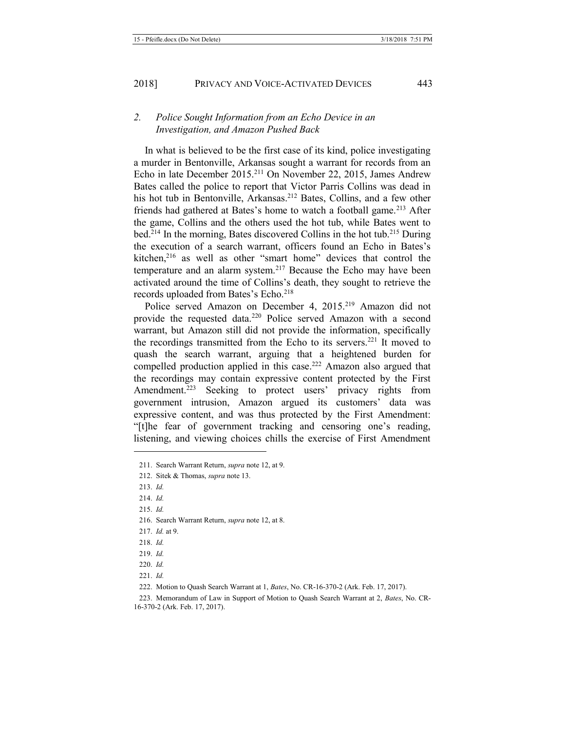### 2. *Police Sought Information from an Echo Device in an Investigation, and Amazon Pushed Back*

In what is believed to be the first case of its kind, police investigating a murder in Bentonville, Arkansas sought a warrant for records from an Echo in late December 2015.[211] On November 22, 2015, James Andrew Bates called the police to report that Victor Parris Collins was dead in his hot tub in Bentonville, Arkansas.[212] Bates, Collins, and a few other friends had gathered at Bates's home to watch a football game.[213] After the game, Collins and the others used the hot tub, while Bates went to bed.[214] In the morning, Bates discovered Collins in the hot tub.[215] During the execution of a search warrant, officers found an Echo in Bates's kitchen,[216] as well as other "smart home" devices that control the temperature and an alarm system.[217] Because the Echo may have been activated around the time of Collins's death, they sought to retrieve the records uploaded from Bates's Echo.[218]

Police served Amazon on December 4, 2015.[219] Amazon did not provide the requested data.[220] Police served Amazon with a second warrant, but Amazon still did not provide the information, specifically the recordings transmitted from the Echo to its servers.[221] It moved to quash the search warrant, arguing that a heightened burden for compelled production applied in this case.[222] Amazon also argued that the recordings may contain expressive content protected by the First Amendment.[223] Seeking to protect users' privacy rights from government intrusion, Amazon argued its customers' data was expressive content, and was thus protected by the First Amendment: "[t]he fear of government tracking and censoring one's reading, listening, and viewing choices chills the exercise of First Amendment

---

211. Search Warrant Return, *supra* note 12, at 9.

212. Sitek & Thomas, *supra* note 13.

213. *Id.*

214. *Id.*

215. *Id.*

216. Search Warrant Return, *supra* note 12, at 8.

217. *Id.* at 9.

218. *Id.*

219. *Id.*

220. *Id.*

221. *Id.*

222. Motion to Quash Search Warrant at 1, *Bates*, No. CR-16-370-2 (Ark. Feb. 17, 2017).

223. Memorandum of Law in Support of Motion to Quash Search Warrant at 2, *Bates*, No. CR-16-370-2 (Ark. Feb. 17, 2017).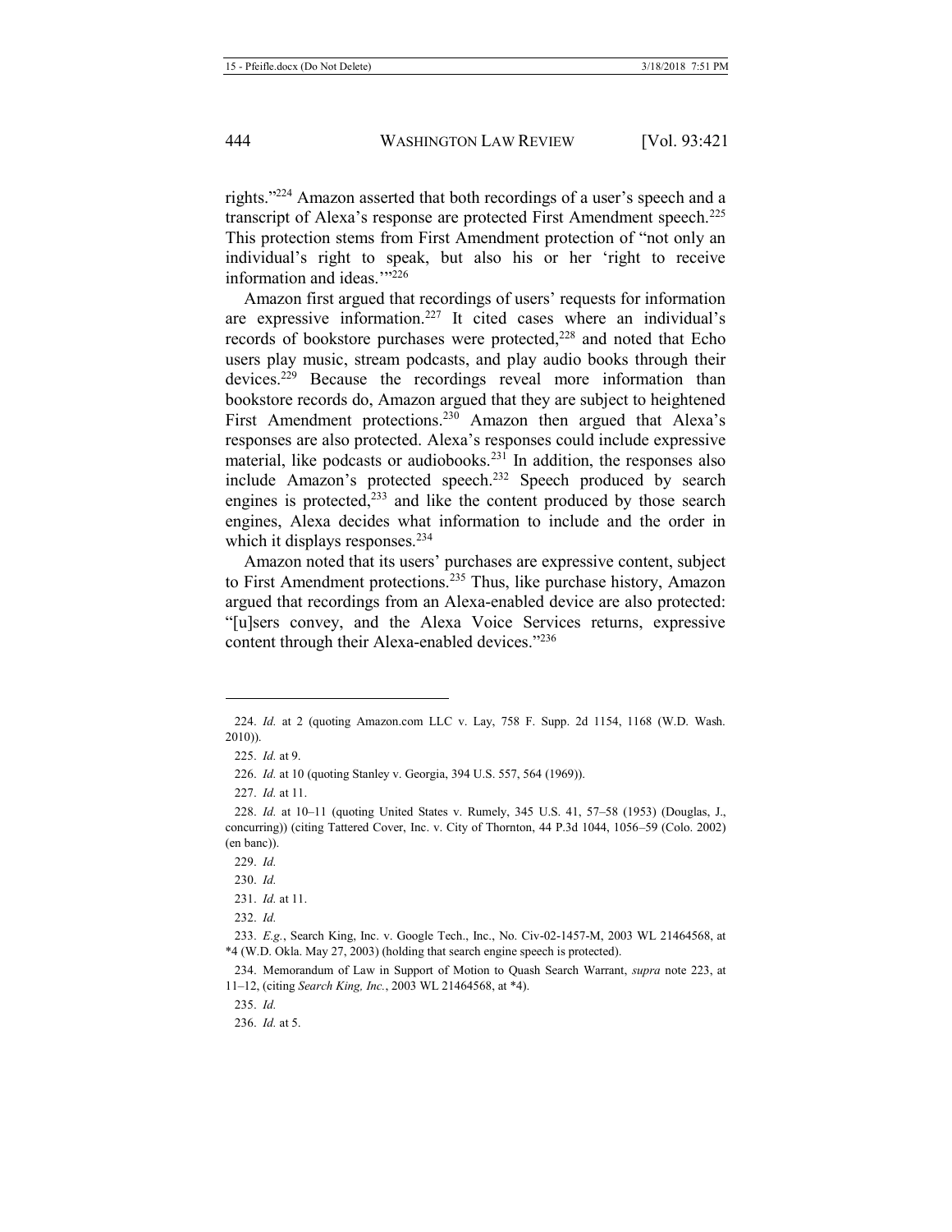rights."[224] Amazon asserted that both recordings of a user's speech and a transcript of Alexa's response are protected First Amendment speech.[225] This protection stems from First Amendment protection of "not only an individual's right to speak, but also his or her 'right to receive information and ideas.'"[226]

Amazon first argued that recordings of users' requests for information are expressive information.[227] It cited cases where an individual's records of bookstore purchases were protected,[228] and noted that Echo users play music, stream podcasts, and play audio books through their devices.[229] Because the recordings reveal more information than bookstore records do, Amazon argued that they are subject to heightened First Amendment protections.[230] Amazon then argued that Alexa's responses are also protected. Alexa's responses could include expressive material, like podcasts or audiobooks.[231] In addition, the responses also include Amazon's protected speech.[232] Speech produced by search engines is protected,[233] and like the content produced by those search engines, Alexa decides what information to include and the order in which it displays responses.[234]

Amazon noted that its users' purchases are expressive content, subject to First Amendment protections.[235] Thus, like purchase history, Amazon argued that recordings from an Alexa-enabled device are also protected: "[u]sers convey, and the Alexa Voice Services returns, expressive content through their Alexa-enabled devices."[236]

---

224. *Id.* at 2 (quoting Amazon.com LLC v. Lay, 758 F. Supp. 2d 1154, 1168 (W.D. Wash. 2010)).

225. *Id.* at 9.

226. *Id.* at 10 (quoting Stanley v. Georgia, 394 U.S. 557, 564 (1969)).

227. *Id.* at 11.

228. *Id.* at 10–11 (quoting United States v. Rumely, 345 U.S. 41, 57–58 (1953) (Douglas, J., concurring)) (citing Tattered Cover, Inc. v. City of Thornton, 44 P.3d 1044, 1056–59 (Colo. 2002) (en banc)).

229. *Id.*

230. *Id.*

231. *Id.* at 11.

232. *Id.*

233. *E.g.*, Search King, Inc. v. Google Tech., Inc., No. Civ-02-1457-M, 2003 WL 21464568, at \*4 (W.D. Okla. May 27, 2003) (holding that search engine speech is protected).

234. Memorandum of Law in Support of Motion to Quash Search Warrant, *supra* note 223, at 11–12, (citing *Search King, Inc.*, 2003 WL 21464568, at \*4).

235. *Id.*

236. *Id.* at 5.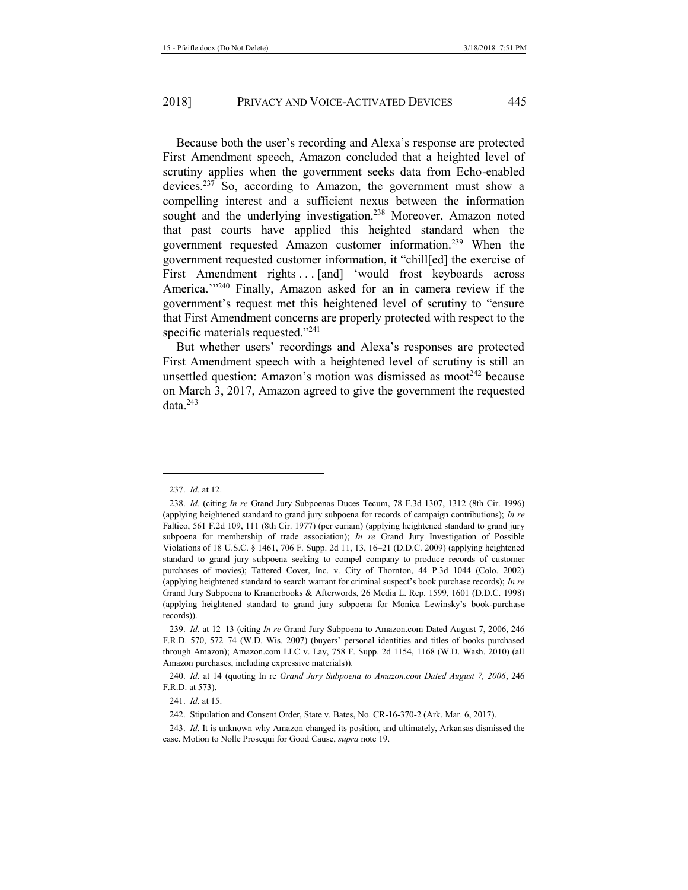Because both the user's recording and Alexa's response are protected First Amendment speech, Amazon concluded that a heighted level of scrutiny applies when the government seeks data from Echo-enabled devices.[237] So, according to Amazon, the government must show a compelling interest and a sufficient nexus between the information sought and the underlying investigation.[238] Moreover, Amazon noted that past courts have applied this heighted standard when the government requested Amazon customer information.[239] When the government requested customer information, it "chill[ed] the exercise of First Amendment rights . . . [and] 'would frost keyboards across America.'"[240] Finally, Amazon asked for an in camera review if the government's request met this heightened level of scrutiny to "ensure that First Amendment concerns are properly protected with respect to the specific materials requested."[241]

But whether users' recordings and Alexa's responses are protected First Amendment speech with a heightened level of scrutiny is still an unsettled question: Amazon's motion was dismissed as moot[242] because on March 3, 2017, Amazon agreed to give the government the requested data.[243]

---

237. *Id.* at 12.

238. *Id.* (citing *In re* Grand Jury Subpoenas Duces Tecum, 78 F.3d 1307, 1312 (8th Cir. 1996) (applying heightened standard to grand jury subpoena for records of campaign contributions); *In re* Faltico, 561 F.2d 109, 111 (8th Cir. 1977) (per curiam) (applying heightened standard to grand jury subpoena for membership of trade association); *In re* Grand Jury Investigation of Possible Violations of 18 U.S.C. § 1461, 706 F. Supp. 2d 11, 13, 16–21 (D.D.C. 2009) (applying heightened standard to grand jury subpoena seeking to compel company to produce records of customer purchases of movies); Tattered Cover, Inc. v. City of Thornton, 44 P.3d 1044 (Colo. 2002) (applying heightened standard to search warrant for criminal suspect's book purchase records); *In re* Grand Jury Subpoena to Kramerbooks & Afterwords, 26 Media L. Rep. 1599, 1601 (D.D.C. 1998) (applying heightened standard to grand jury subpoena for Monica Lewinsky's book-purchase records)).

239. *Id.* at 12–13 (citing *In re* Grand Jury Subpoena to Amazon.com Dated August 7, 2006, 246 F.R.D. 570, 572–74 (W.D. Wis. 2007) (buyers' personal identities and titles of books purchased through Amazon); Amazon.com LLC v. Lay, 758 F. Supp. 2d 1154, 1168 (W.D. Wash. 2010) (all Amazon purchases, including expressive materials)).

240. *Id.* at 14 (quoting In re *Grand Jury Subpoena to Amazon.com Dated August 7, 2006*, 246 F.R.D. at 573).

241. *Id.* at 15.

242. Stipulation and Consent Order, State v. Bates, No. CR-16-370-2 (Ark. Mar. 6, 2017).

243. *Id.* It is unknown why Amazon changed its position, and ultimately, Arkansas dismissed the case. Motion to Nolle Prosequi for Good Cause, *supra* note 19.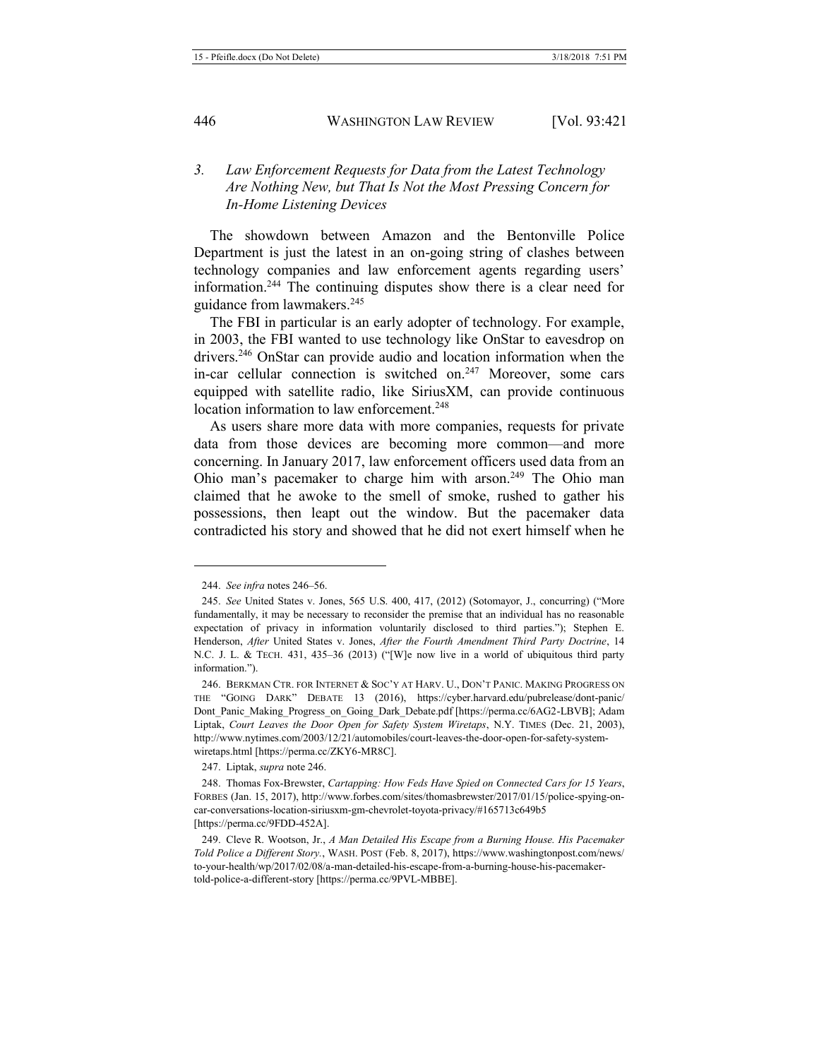### *3. Law Enforcement Requests for Data from the Latest Technology Are Nothing New, but That Is Not the Most Pressing Concern for In-Home Listening Devices*

The showdown between Amazon and the Bentonville Police Department is just the latest in an on-going string of clashes between technology companies and law enforcement agents regarding users' information.[244] The continuing disputes show there is a clear need for guidance from lawmakers.[245]

The FBI in particular is an early adopter of technology. For example, in 2003, the FBI wanted to use technology like OnStar to eavesdrop on drivers.[246] OnStar can provide audio and location information when the in-car cellular connection is switched on.[247] Moreover, some cars equipped with satellite radio, like SiriusXM, can provide continuous location information to law enforcement.[248]

As users share more data with more companies, requests for private data from those devices are becoming more common—and more concerning. In January 2017, law enforcement officers used data from an Ohio man's pacemaker to charge him with arson.[249] The Ohio man claimed that he awoke to the smell of smoke, rushed to gather his possessions, then leapt out the window. But the pacemaker data contradicted his story and showed that he did not exert himself when he

---

244. *See infra* notes 246–56.

245. *See* United States v. Jones, 565 U.S. 400, 417, (2012) (Sotomayor, J., concurring) ("More fundamentally, it may be necessary to reconsider the premise that an individual has no reasonable expectation of privacy in information voluntarily disclosed to third parties."); Stephen E. Henderson, *After* United States v. Jones, *After the Fourth Amendment Third Party Doctrine*, 14 N.C. J. L. & TECH. 431, 435–36 (2013) ("[W]e now live in a world of ubiquitous third party information.").

246. BERKMAN CTR. FOR INTERNET & SOC'Y AT HARV. U., DON'T PANIC. MAKING PROGRESS ON THE "GOING DARK" DEBATE 13 (2016), https://cyber.harvard.edu/pubrelease/dont-panic/Dont_Panic_Making_Progress_on_Going_Dark_Debate.pdf [https://perma.cc/6AG2-LBVB]; Adam Liptak, *Court Leaves the Door Open for Safety System Wiretaps*, N.Y. TIMES (Dec. 21, 2003), http://www.nytimes.com/2003/12/21/automobiles/court-leaves-the-door-open-for-safety-system-wiretaps.html [https://perma.cc/ZKY6-MR8C].

247. Liptak, *supra* note 246.

248. Thomas Fox-Brewster, *Cartapping: How Feds Have Spied on Connected Cars for 15 Years*, FORBES (Jan. 15, 2017), http://www.forbes.com/sites/thomasbrewster/2017/01/15/police-spying-on-car-conversations-location-siriusxm-gm-chevrolet-toyota-privacy/#165713c649b5 [https://perma.cc/9FDD-452A].

249. Cleve R. Wootson, Jr., *A Man Detailed His Escape from a Burning House. His Pacemaker Told Police a Different Story.*, WASH. POST (Feb. 8, 2017), https://www.washingtonpost.com/news/to-your-health/wp/2017/02/08/a-man-detailed-his-escape-from-a-burning-house-his-pacemaker-told-police-a-different-story [https://perma.cc/9PVL-MBBE].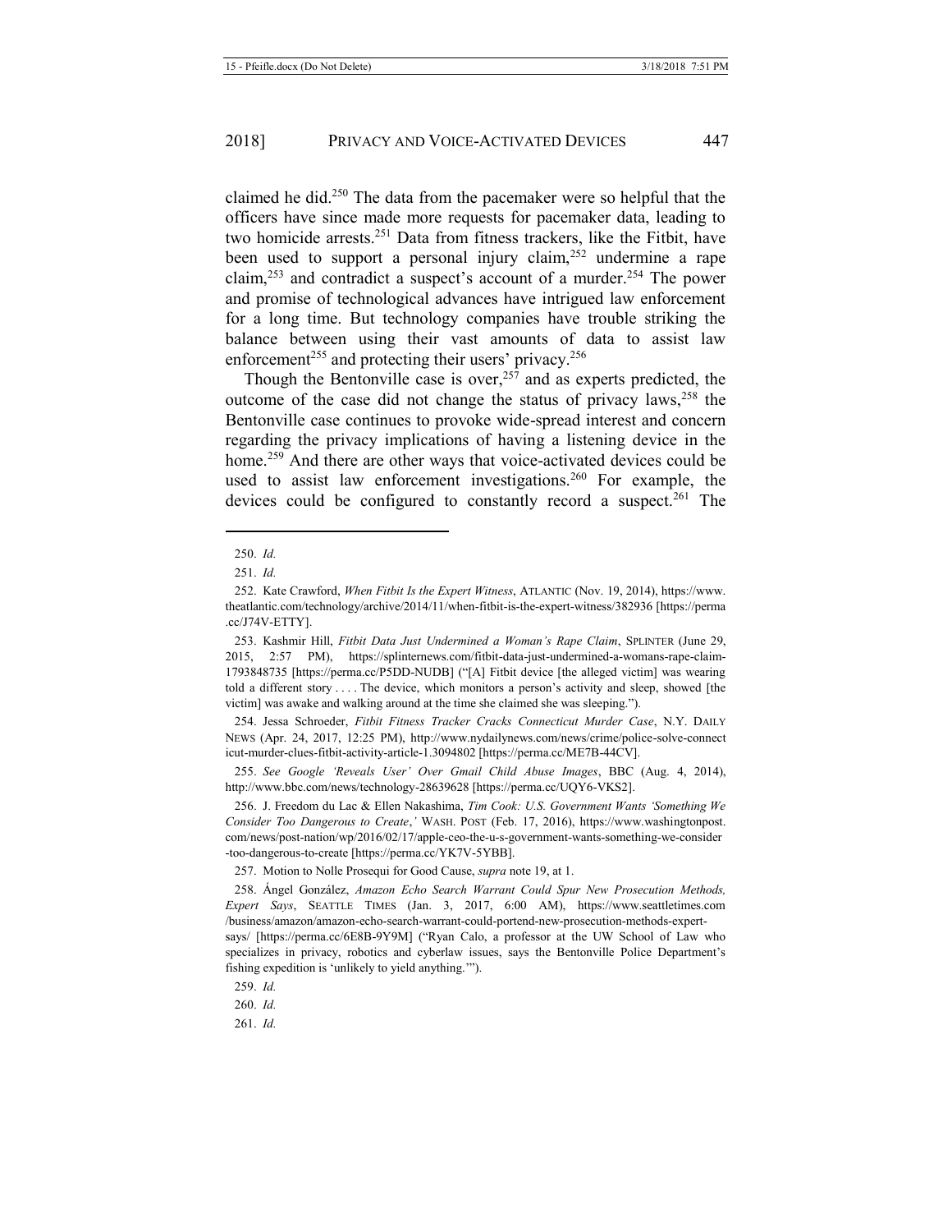claimed he did.[250] The data from the pacemaker were so helpful that the officers have since made more requests for pacemaker data, leading to two homicide arrests.[251] Data from fitness trackers, like the Fitbit, have been used to support a personal injury claim,[252] undermine a rape claim,[253] and contradict a suspect's account of a murder.[254] The power and promise of technological advances have intrigued law enforcement for a long time. But technology companies have trouble striking the balance between using their vast amounts of data to assist law enforcement[255] and protecting their users' privacy.[256]

Though the Bentonville case is over,[257] and as experts predicted, the outcome of the case did not change the status of privacy laws,[258] the Bentonville case continues to provoke wide-spread interest and concern regarding the privacy implications of having a listening device in the home.[259] And there are other ways that voice-activated devices could be used to assist law enforcement investigations.[260] For example, the devices could be configured to constantly record a suspect.[261] The

---

250. *Id.*

251. *Id.*

252. Kate Crawford, *When Fitbit Is the Expert Witness*, ATLANTIC (Nov. 19, 2014), https://www.theatlantic.com/technology/archive/2014/11/when-fitbit-is-the-expert-witness/382936 [https://perma.cc/J74V-ETTY].

253. Kashmir Hill, *Fitbit Data Just Undermined a Woman's Rape Claim*, SPLINTER (June 29, 2015, 2:57 PM), https://splinternews.com/fitbit-data-just-undermined-a-womans-rape-claim-1793848735 [https://perma.cc/P5DD-NUDB] ("[A] Fitbit device [the alleged victim] was wearing told a different story . . . . The device, which monitors a person's activity and sleep, showed [the victim] was awake and walking around at the time she claimed she was sleeping.").

254. Jessa Schroeder, *Fitbit Fitness Tracker Cracks Connecticut Murder Case*, N.Y. DAILY NEWS (Apr. 24, 2017, 12:25 PM), http://www.nydailynews.com/news/crime/police-solve-connecticut-murder-clues-fitbit-activity-article-1.3094802 [https://perma.cc/ME7B-44CV].

255. *See Google 'Reveals User' Over Gmail Child Abuse Images*, BBC (Aug. 4, 2014), http://www.bbc.com/news/technology-28639628 [https://perma.cc/UQY6-VKS2].

256. J. Freedom du Lac & Ellen Nakashima, *Tim Cook: U.S. Government Wants 'Something We Consider Too Dangerous to Create*,*'* WASH. POST (Feb. 17, 2016), https://www.washingtonpost.com/news/post-nation/wp/2016/02/17/apple-ceo-the-u-s-government-wants-something-we-consider-too-dangerous-to-create [https://perma.cc/YK7V-5YBB].

257. Motion to Nolle Prosequi for Good Cause, *supra* note 19, at 1.

258. Ángel González, *Amazon Echo Search Warrant Could Spur New Prosecution Methods, Expert Says*, SEATTLE TIMES (Jan. 3, 2017, 6:00 AM), https://www.seattletimes.com/business/amazon/amazon-echo-search-warrant-could-portend-new-prosecution-methods-expert-says/ [https://perma.cc/6E8B-9Y9M] ("Ryan Calo, a professor at the UW School of Law who specializes in privacy, robotics and cyberlaw issues, says the Bentonville Police Department's fishing expedition is 'unlikely to yield anything.'").

259. *Id.*

260. *Id.*

261. *Id.*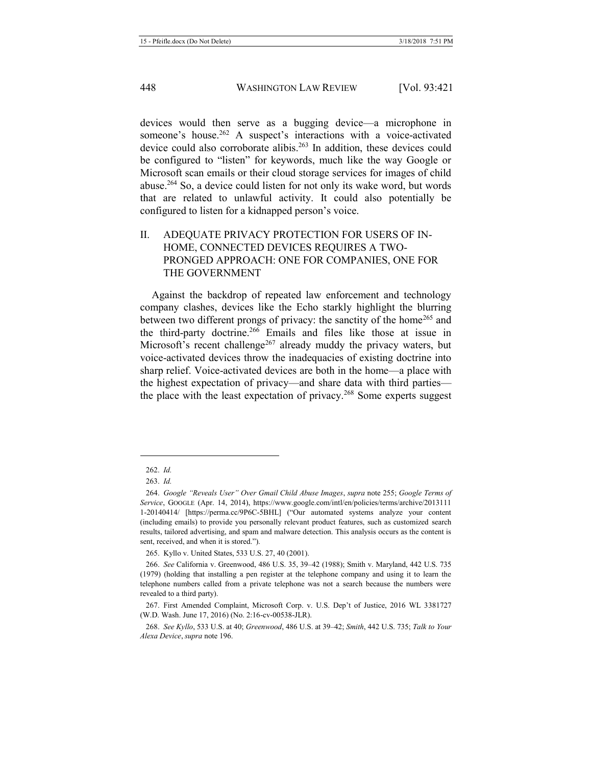devices would then serve as a bugging device—a microphone in someone's house.[262] A suspect's interactions with a voice-activated device could also corroborate alibis.[263] In addition, these devices could be configured to "listen" for keywords, much like the way Google or Microsoft scan emails or their cloud storage services for images of child abuse.[264] So, a device could listen for not only its wake word, but words that are related to unlawful activity. It could also potentially be configured to listen for a kidnapped person's voice.

## II. ADEQUATE PRIVACY PROTECTION FOR USERS OF IN-HOME, CONNECTED DEVICES REQUIRES A TWO-PRONGED APPROACH: ONE FOR COMPANIES, ONE FOR THE GOVERNMENT

Against the backdrop of repeated law enforcement and technology company clashes, devices like the Echo starkly highlight the blurring between two different prongs of privacy: the sanctity of the home[265] and the third-party doctrine.[266] Emails and files like those at issue in Microsoft's recent challenge[267] already muddy the privacy waters, but voice-activated devices throw the inadequacies of existing doctrine into sharp relief. Voice-activated devices are both in the home—a place with the highest expectation of privacy—and share data with third parties—the place with the least expectation of privacy.[268] Some experts suggest

---

262. *Id.*

263. *Id.*

264. *Google "Reveals User" Over Gmail Child Abuse Images*, *supra* note 255; *Google Terms of Service*, GOOGLE (Apr. 14, 2014), https://www.google.com/intl/en/policies/terms/archive/20131111-20140414/ [https://perma.cc/9P6C-5BHL] ("Our automated systems analyze your content (including emails) to provide you personally relevant product features, such as customized search results, tailored advertising, and spam and malware detection. This analysis occurs as the content is sent, received, and when it is stored.").

265. Kyllo v. United States, 533 U.S. 27, 40 (2001).

266. *See* California v. Greenwood, 486 U.S. 35, 39–42 (1988); Smith v. Maryland, 442 U.S. 735 (1979) (holding that installing a pen register at the telephone company and using it to learn the telephone numbers called from a private telephone was not a search because the numbers were revealed to a third party).

267. First Amended Complaint, Microsoft Corp. v. U.S. Dep't of Justice, 2016 WL 3381727 (W.D. Wash. June 17, 2016) (No. 2:16-cv-00538-JLR).

268. *See Kyllo*, 533 U.S. at 40; *Greenwood*, 486 U.S. at 39–42; *Smith*, 442 U.S. 735; *Talk to Your Alexa Device*, *supra* note 196.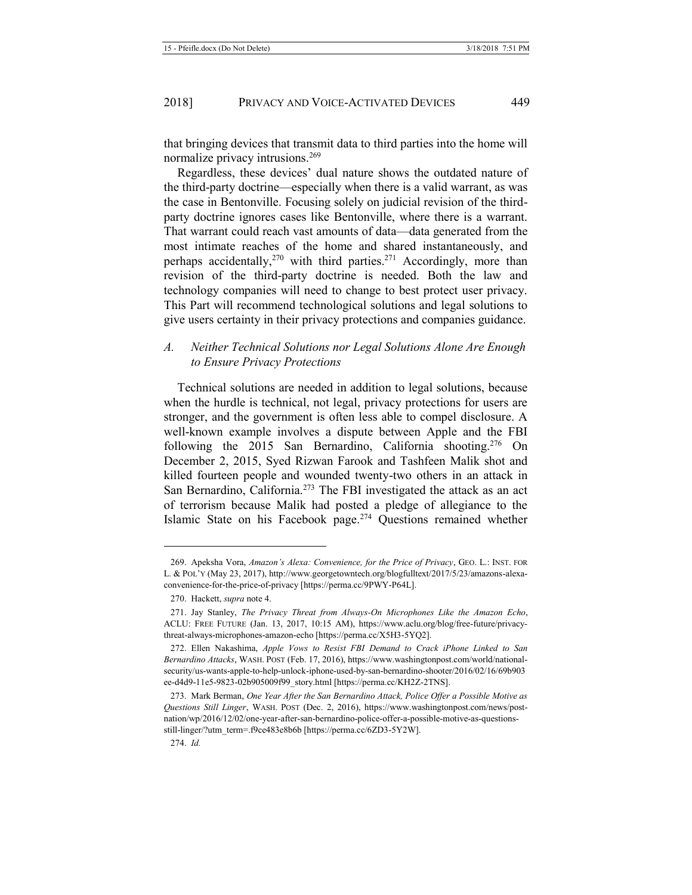that bringing devices that transmit data to third parties into the home will normalize privacy intrusions.[269]

Regardless, these devices' dual nature shows the outdated nature of the third-party doctrine—especially when there is a valid warrant, as was the case in Bentonville. Focusing solely on judicial revision of the third-party doctrine ignores cases like Bentonville, where there is a warrant. That warrant could reach vast amounts of data—data generated from the most intimate reaches of the home and shared instantaneously, and perhaps accidentally,[270] with third parties.[271] Accordingly, more than revision of the third-party doctrine is needed. Both the law and technology companies will need to change to best protect user privacy. This Part will recommend technological solutions and legal solutions to give users certainty in their privacy protections and companies guidance.

### *A. Neither Technical Solutions nor Legal Solutions Alone Are Enough to Ensure Privacy Protections*

Technical solutions are needed in addition to legal solutions, because when the hurdle is technical, not legal, privacy protections for users are stronger, and the government is often less able to compel disclosure. A well-known example involves a dispute between Apple and the FBI following the 2015 San Bernardino, California shooting.[276] On December 2, 2015, Syed Rizwan Farook and Tashfeen Malik shot and killed fourteen people and wounded twenty-two others in an attack in San Bernardino, California.[273] The FBI investigated the attack as an act of terrorism because Malik had posted a pledge of allegiance to the Islamic State on his Facebook page.[274] Questions remained whether

---

269. Apeksha Vora, *Amazon's Alexa: Convenience, for the Price of Privacy*, GEO. L.: INST. FOR L. & POL'Y (May 23, 2017), http://www.georgetowntech.org/blogfulltext/2017/5/23/amazons-alexa-convenience-for-the-price-of-privacy [https://perma.cc/9PWY-P64L].

270. Hackett, *supra* note 4.

271. Jay Stanley, *The Privacy Threat from Always-On Microphones Like the Amazon Echo*, ACLU: FREE FUTURE (Jan. 13, 2017, 10:15 AM), https://www.aclu.org/blog/free-future/privacy-threat-always-microphones-amazon-echo [https://perma.cc/X5H3-5YQ2].

272. Ellen Nakashima, *Apple Vows to Resist FBI Demand to Crack iPhone Linked to San Bernardino Attacks*, WASH. POST (Feb. 17, 2016), https://www.washingtonpost.com/world/national-security/us-wants-apple-to-help-unlock-iphone-used-by-san-bernardino-shooter/2016/02/16/69b903ee-d4d9-11e5-9823-02b905009f99_story.html [https://perma.cc/KH2Z-2TNS].

273. Mark Berman, *One Year After the San Bernardino Attack, Police Offer a Possible Motive as Questions Still Linger*, WASH. POST (Dec. 2, 2016), https://www.washingtonpost.com/news/post-nation/wp/2016/12/02/one-year-after-san-bernardino-police-offer-a-possible-motive-as-questions-still-linger/?utm_term=.f9ce483e8b6b [https://perma.cc/6ZD3-5Y2W].

274. *Id.*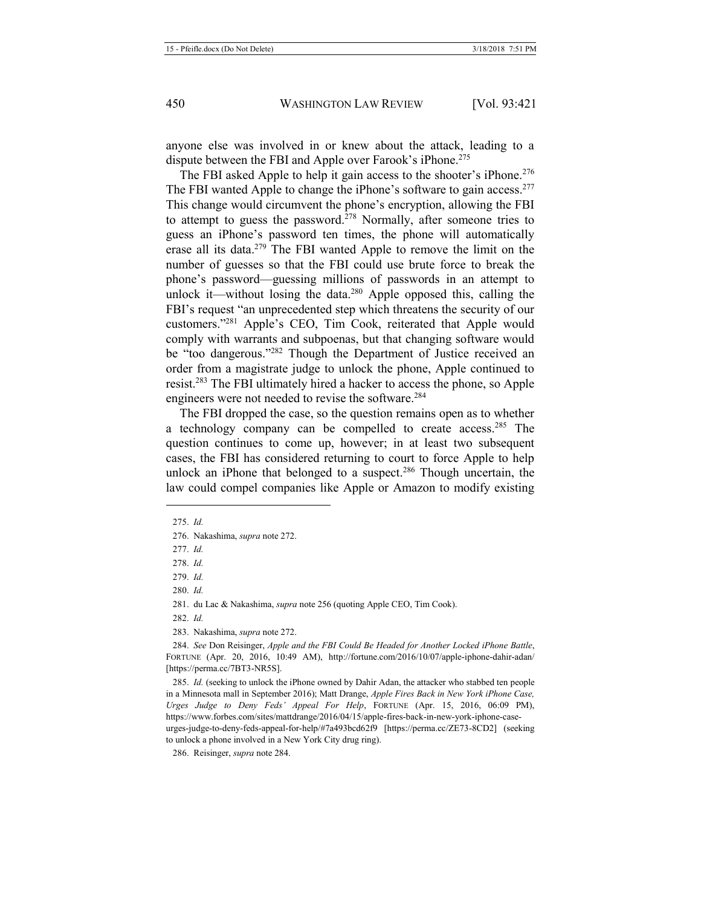anyone else was involved in or knew about the attack, leading to a dispute between the FBI and Apple over Farook's iPhone.[275]

The FBI asked Apple to help it gain access to the shooter's iPhone.[276] The FBI wanted Apple to change the iPhone's software to gain access.[277] This change would circumvent the phone's encryption, allowing the FBI to attempt to guess the password.[278] Normally, after someone tries to guess an iPhone's password ten times, the phone will automatically erase all its data.[279] The FBI wanted Apple to remove the limit on the number of guesses so that the FBI could use brute force to break the phone's password—guessing millions of passwords in an attempt to unlock it—without losing the data.[280] Apple opposed this, calling the FBI's request "an unprecedented step which threatens the security of our customers."[281] Apple's CEO, Tim Cook, reiterated that Apple would comply with warrants and subpoenas, but that changing software would be "too dangerous."[282] Though the Department of Justice received an order from a magistrate judge to unlock the phone, Apple continued to resist.[283] The FBI ultimately hired a hacker to access the phone, so Apple engineers were not needed to revise the software.[284]

The FBI dropped the case, so the question remains open as to whether a technology company can be compelled to create access.[285] The question continues to come up, however; in at least two subsequent cases, the FBI has considered returning to court to force Apple to help unlock an iPhone that belonged to a suspect.[286] Though uncertain, the law could compel companies like Apple or Amazon to modify existing

---

275. *Id.*

276. Nakashima, *supra* note 272.

277. *Id.*

278. *Id.*

279. *Id.*

280. *Id.*

281. du Lac & Nakashima, *supra* note 256 (quoting Apple CEO, Tim Cook).

282. *Id.*

283. Nakashima, *supra* note 272.

284. *See* Don Reisinger, *Apple and the FBI Could Be Headed for Another Locked iPhone Battle*, FORTUNE (Apr. 20, 2016, 10:49 AM), http://fortune.com/2016/10/07/apple-iphone-dahir-adan/ [https://perma.cc/7BT3-NR5S].

285. *Id.* (seeking to unlock the iPhone owned by Dahir Adan, the attacker who stabbed ten people in a Minnesota mall in September 2016); Matt Drange, *Apple Fires Back in New York iPhone Case, Urges Judge to Deny Feds' Appeal For Help*, FORTUNE (Apr. 15, 2016, 06:09 PM), https://www.forbes.com/sites/mattdrange/2016/04/15/apple-fires-back-in-new-york-iphone-case-urges-judge-to-deny-feds-appeal-for-help/#7a493bcd62f9 [https://perma.cc/ZE73-8CD2] (seeking to unlock a phone involved in a New York City drug ring).

286. Reisinger, *supra* note 284.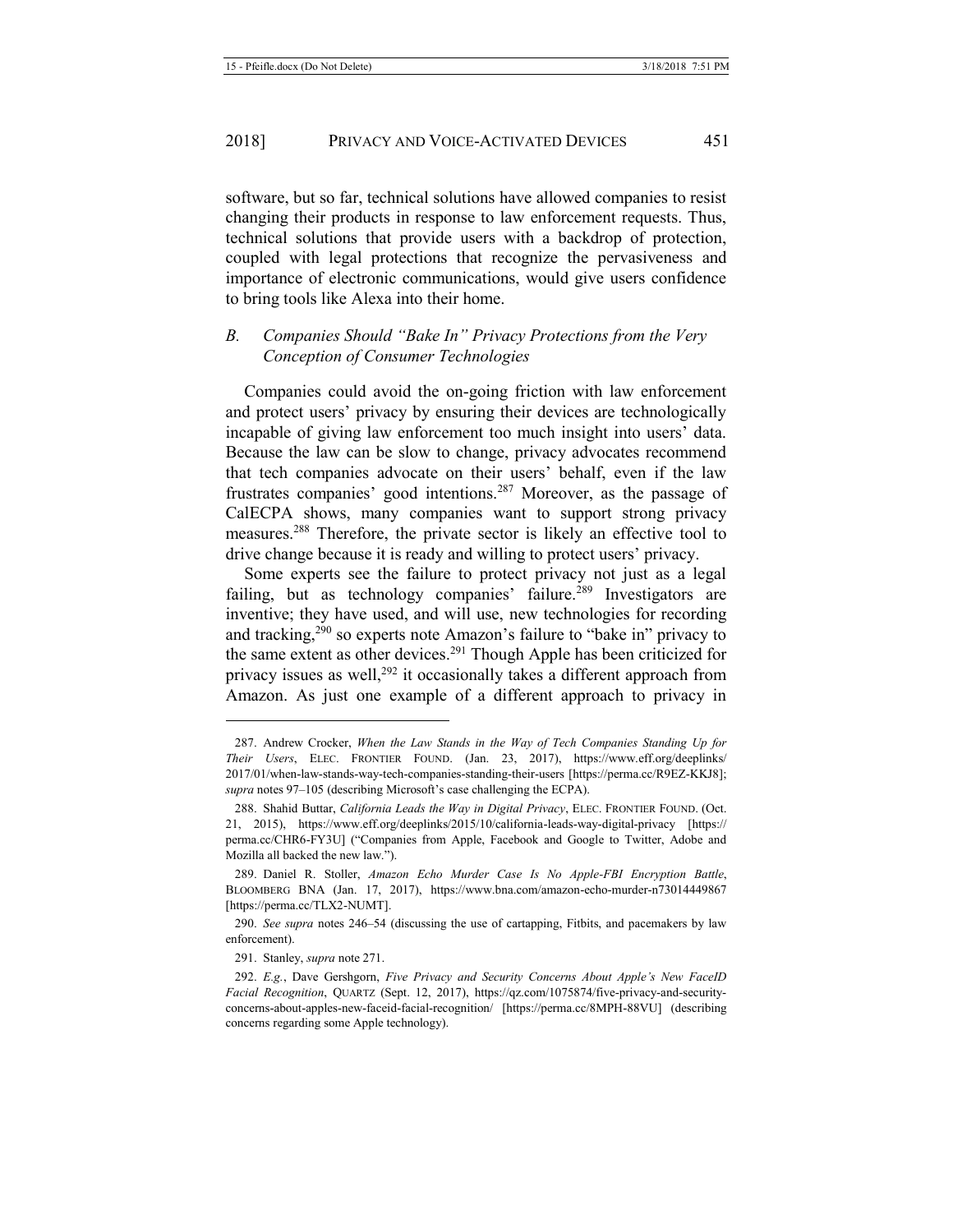software, but so far, technical solutions have allowed companies to resist changing their products in response to law enforcement requests. Thus, technical solutions that provide users with a backdrop of protection, coupled with legal protections that recognize the pervasiveness and importance of electronic communications, would give users confidence to bring tools like Alexa into their home.

### *B. Companies Should "Bake In" Privacy Protections from the Very Conception of Consumer Technologies*

Companies could avoid the on-going friction with law enforcement and protect users' privacy by ensuring their devices are technologically incapable of giving law enforcement too much insight into users' data. Because the law can be slow to change, privacy advocates recommend that tech companies advocate on their users' behalf, even if the law frustrates companies' good intentions.[287] Moreover, as the passage of CalECPA shows, many companies want to support strong privacy measures.[288] Therefore, the private sector is likely an effective tool to drive change because it is ready and willing to protect users' privacy.

Some experts see the failure to protect privacy not just as a legal failing, but as technology companies' failure.[289] Investigators are inventive; they have used, and will use, new technologies for recording and tracking,[290] so experts note Amazon's failure to "bake in" privacy to the same extent as other devices.[291] Though Apple has been criticized for privacy issues as well,[292] it occasionally takes a different approach from Amazon. As just one example of a different approach to privacy in

---

287. Andrew Crocker, *When the Law Stands in the Way of Tech Companies Standing Up for Their Users*, ELEC. FRONTIER FOUND. (Jan. 23, 2017), https://www.eff.org/deeplinks/2017/01/when-law-stands-way-tech-companies-standing-their-users [https://perma.cc/R9EZ-KKJ8]; *supra* notes 97–105 (describing Microsoft's case challenging the ECPA).

288. Shahid Buttar, *California Leads the Way in Digital Privacy*, ELEC. FRONTIER FOUND. (Oct. 21, 2015), https://www.eff.org/deeplinks/2015/10/california-leads-way-digital-privacy [https://perma.cc/CHR6-FY3U] ("Companies from Apple, Facebook and Google to Twitter, Adobe and Mozilla all backed the new law.").

289. Daniel R. Stoller, *Amazon Echo Murder Case Is No Apple-FBI Encryption Battle*, BLOOMBERG BNA (Jan. 17, 2017), https://www.bna.com/amazon-echo-murder-n73014449867 [https://perma.cc/TLX2-NUMT].

290. *See supra* notes 246–54 (discussing the use of cartapping, Fitbits, and pacemakers by law enforcement).

291. Stanley, *supra* note 271.

292. *E.g.*, Dave Gershgorn, *Five Privacy and Security Concerns About Apple's New FaceID Facial Recognition*, QUARTZ (Sept. 12, 2017), https://qz.com/1075874/five-privacy-and-security-concerns-about-apples-new-faceid-facial-recognition/ [https://perma.cc/8MPH-88VU] (describing concerns regarding some Apple technology).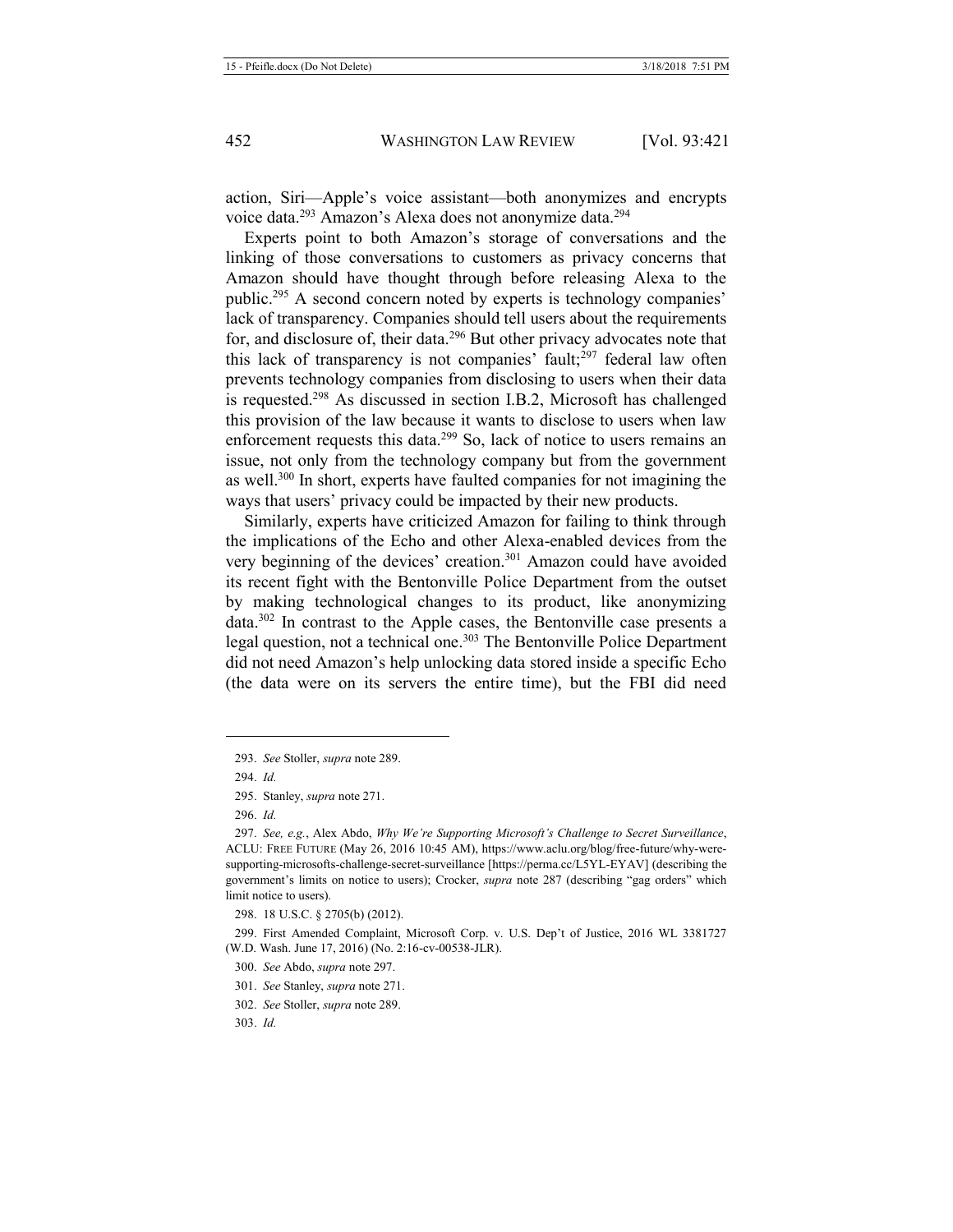action, Siri—Apple's voice assistant—both anonymizes and encrypts voice data.[293] Amazon's Alexa does not anonymize data.[294]

Experts point to both Amazon's storage of conversations and the linking of those conversations to customers as privacy concerns that Amazon should have thought through before releasing Alexa to the public.[295] A second concern noted by experts is technology companies' lack of transparency. Companies should tell users about the requirements for, and disclosure of, their data.[296] But other privacy advocates note that this lack of transparency is not companies' fault;[297] federal law often prevents technology companies from disclosing to users when their data is requested.[298] As discussed in section I.B.2, Microsoft has challenged this provision of the law because it wants to disclose to users when law enforcement requests this data.[299] So, lack of notice to users remains an issue, not only from the technology company but from the government as well.[300] In short, experts have faulted companies for not imagining the ways that users' privacy could be impacted by their new products.

Similarly, experts have criticized Amazon for failing to think through the implications of the Echo and other Alexa-enabled devices from the very beginning of the devices' creation.[301] Amazon could have avoided its recent fight with the Bentonville Police Department from the outset by making technological changes to its product, like anonymizing data.[302] In contrast to the Apple cases, the Bentonville case presents a legal question, not a technical one.[303] The Bentonville Police Department did not need Amazon's help unlocking data stored inside a specific Echo (the data were on its servers the entire time), but the FBI did need

---

293. *See* Stoller, *supra* note 289.

294. *Id.*

295. Stanley, *supra* note 271.

296. *Id.*

297. *See, e.g.*, Alex Abdo, *Why We're Supporting Microsoft's Challenge to Secret Surveillance*, ACLU: FREE FUTURE (May 26, 2016 10:45 AM), https://www.aclu.org/blog/free-future/why-were-supporting-microsofts-challenge-secret-surveillance [https://perma.cc/L5YL-EYAV] (describing the government's limits on notice to users); Crocker, *supra* note 287 (describing "gag orders" which limit notice to users).

298. 18 U.S.C. § 2705(b) (2012).

299. First Amended Complaint, Microsoft Corp. v. U.S. Dep't of Justice, 2016 WL 3381727 (W.D. Wash. June 17, 2016) (No. 2:16-cv-00538-JLR).

300. *See* Abdo, *supra* note 297.

301. *See* Stanley, *supra* note 271.

302. *See* Stoller, *supra* note 289.

303. *Id.*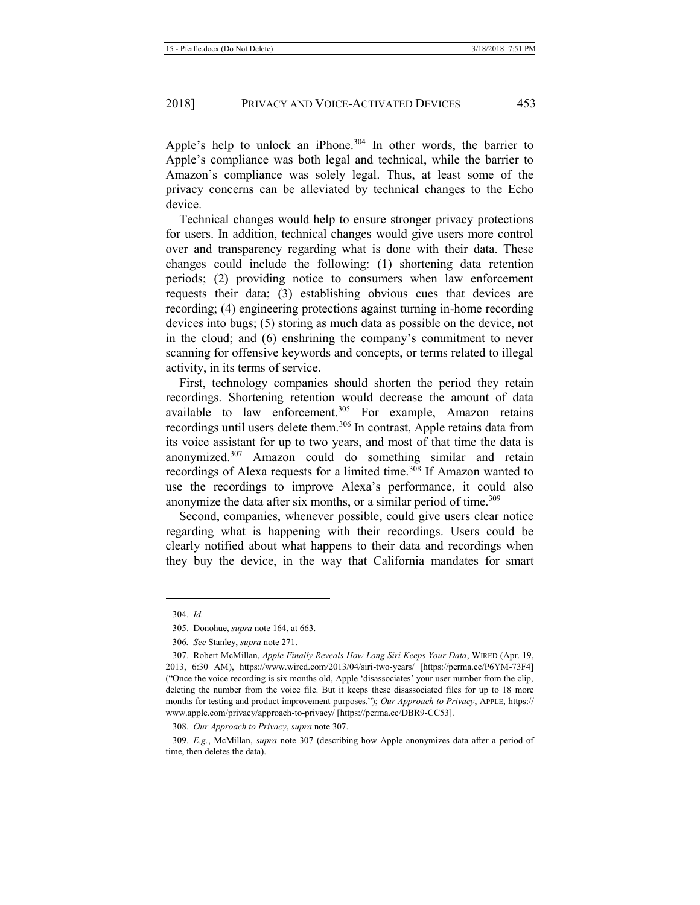Apple's help to unlock an iPhone.[304] In other words, the barrier to Apple's compliance was both legal and technical, while the barrier to Amazon's compliance was solely legal. Thus, at least some of the privacy concerns can be alleviated by technical changes to the Echo device.

Technical changes would help to ensure stronger privacy protections for users. In addition, technical changes would give users more control over and transparency regarding what is done with their data. These changes could include the following: (1) shortening data retention periods; (2) providing notice to consumers when law enforcement requests their data; (3) establishing obvious cues that devices are recording; (4) engineering protections against turning in-home recording devices into bugs; (5) storing as much data as possible on the device, not in the cloud; and (6) enshrining the company's commitment to never scanning for offensive keywords and concepts, or terms related to illegal activity, in its terms of service.

First, technology companies should shorten the period they retain recordings. Shortening retention would decrease the amount of data available to law enforcement.[305] For example, Amazon retains recordings until users delete them.[306] In contrast, Apple retains data from its voice assistant for up to two years, and most of that time the data is anonymized.[307] Amazon could do something similar and retain recordings of Alexa requests for a limited time.[308] If Amazon wanted to use the recordings to improve Alexa's performance, it could also anonymize the data after six months, or a similar period of time.[309]

Second, companies, whenever possible, could give users clear notice regarding what is happening with their recordings. Users could be clearly notified about what happens to their data and recordings when they buy the device, in the way that California mandates for smart

---

304. *Id.*

305. Donohue, *supra* note 164, at 663.

306. *See* Stanley, *supra* note 271.

307. Robert McMillan, *Apple Finally Reveals How Long Siri Keeps Your Data*, WIRED (Apr. 19, 2013, 6:30 AM), https://www.wired.com/2013/04/siri-two-years/ [https://perma.cc/P6YM-73F4] ("Once the voice recording is six months old, Apple 'disassociates' your user number from the clip, deleting the number from the voice file. But it keeps these disassociated files for up to 18 more months for testing and product improvement purposes."); *Our Approach to Privacy*, APPLE, https://www.apple.com/privacy/approach-to-privacy/ [https://perma.cc/DBR9-CC53].

308. *Our Approach to Privacy*, *supra* note 307.

309. *E.g.*, McMillan, *supra* note 307 (describing how Apple anonymizes data after a period of time, then deletes the data).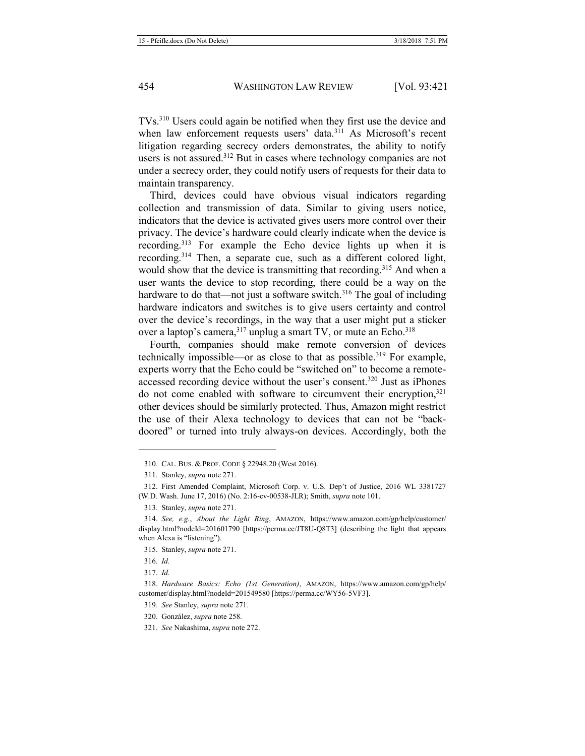TVs.[310] Users could again be notified when they first use the device and when law enforcement requests users' data.[311] As Microsoft's recent litigation regarding secrecy orders demonstrates, the ability to notify users is not assured.[312] But in cases where technology companies are not under a secrecy order, they could notify users of requests for their data to maintain transparency.

Third, devices could have obvious visual indicators regarding collection and transmission of data. Similar to giving users notice, indicators that the device is activated gives users more control over their privacy. The device's hardware could clearly indicate when the device is recording.[313] For example the Echo device lights up when it is recording.[314] Then, a separate cue, such as a different colored light, would show that the device is transmitting that recording.[315] And when a user wants the device to stop recording, there could be a way on the hardware to do that—not just a software switch.[316] The goal of including hardware indicators and switches is to give users certainty and control over the device's recordings, in the way that a user might put a sticker over a laptop's camera,[317] unplug a smart TV, or mute an Echo.[318]

Fourth, companies should make remote conversion of devices technically impossible—or as close to that as possible.[319] For example, experts worry that the Echo could be "switched on" to become a remote-accessed recording device without the user's consent.[320] Just as iPhones do not come enabled with software to circumvent their encryption,[321] other devices should be similarly protected. Thus, Amazon might restrict the use of their Alexa technology to devices that can not be "back-doored" or turned into truly always-on devices. Accordingly, both the

---

310. CAL. BUS. & PROF. CODE § 22948.20 (West 2016).

311. Stanley, *supra* note 271.

312. First Amended Complaint, Microsoft Corp. v. U.S. Dep't of Justice, 2016 WL 3381727 (W.D. Wash. June 17, 2016) (No. 2:16-cv-00538-JLR); Smith, *supra* note 101.

313. Stanley, *supra* note 271.

314. *See, e.g.*, *About the Light Ring*, AMAZON, https://www.amazon.com/gp/help/customer/display.html?nodeId=201601790 [https://perma.cc/JT8U-Q8T3] (describing the light that appears when Alexa is "listening").

315. Stanley, *supra* note 271.

316. *Id.*

317. *Id.*

318. *Hardware Basics: Echo (1st Generation)*, AMAZON, https://www.amazon.com/gp/help/customer/display.html?nodeId=201549580 [https://perma.cc/WY56-5VF3].

319. *See* Stanley, *supra* note 271.

320. González, *supra* note 258.

321. *See* Nakashima, *supra* note 272.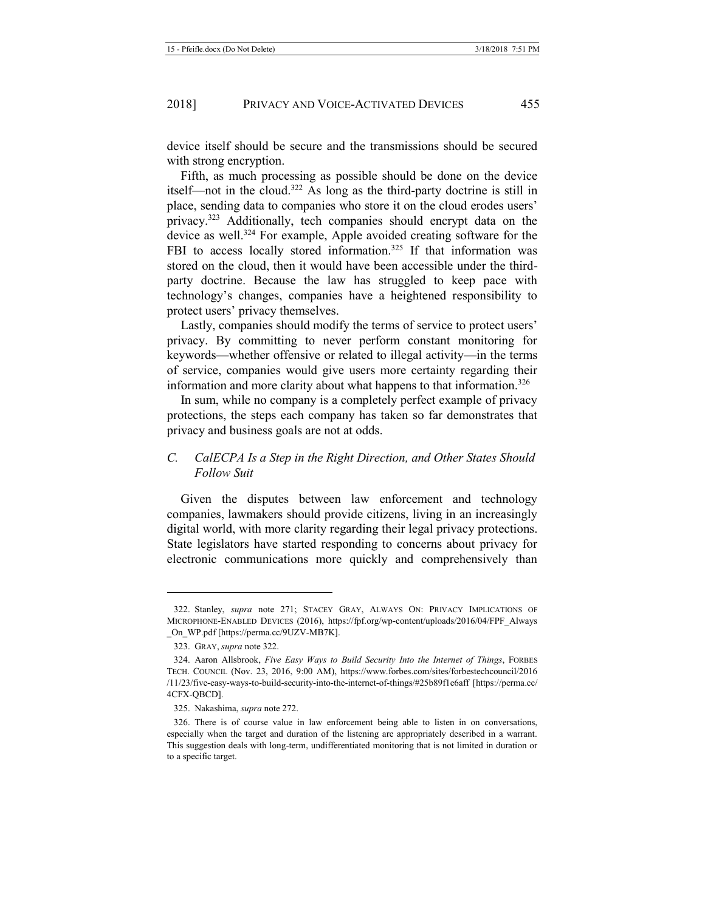device itself should be secure and the transmissions should be secured with strong encryption.

Fifth, as much processing as possible should be done on the device itself—not in the cloud.[322] As long as the third-party doctrine is still in place, sending data to companies who store it on the cloud erodes users' privacy.[323] Additionally, tech companies should encrypt data on the device as well.[324] For example, Apple avoided creating software for the FBI to access locally stored information.[325] If that information was stored on the cloud, then it would have been accessible under the third-party doctrine. Because the law has struggled to keep pace with technology's changes, companies have a heightened responsibility to protect users' privacy themselves.

Lastly, companies should modify the terms of service to protect users' privacy. By committing to never perform constant monitoring for keywords—whether offensive or related to illegal activity—in the terms of service, companies would give users more certainty regarding their information and more clarity about what happens to that information.[326]

In sum, while no company is a completely perfect example of privacy protections, the steps each company has taken so far demonstrates that privacy and business goals are not at odds.

### *C. CalECPA Is a Step in the Right Direction, and Other States Should Follow Suit*

Given the disputes between law enforcement and technology companies, lawmakers should provide citizens, living in an increasingly digital world, with more clarity regarding their legal privacy protections. State legislators have started responding to concerns about privacy for electronic communications more quickly and comprehensively than

---

322. Stanley, *supra* note 271; STACEY GRAY, ALWAYS ON: PRIVACY IMPLICATIONS OF MICROPHONE-ENABLED DEVICES (2016), https://fpf.org/wp-content/uploads/2016/04/FPF_Always_On_WP.pdf [https://perma.cc/9UZV-MB7K].

323. GRAY, *supra* note 322.

324. Aaron Allsbrook, *Five Easy Ways to Build Security Into the Internet of Things*, FORBES TECH. COUNCIL (Nov. 23, 2016, 9:00 AM), https://www.forbes.com/sites/forbestechcouncil/2016/11/23/five-easy-ways-to-build-security-into-the-internet-of-things/#25b89f1e6aff [https://perma.cc/4CFX-QBCD].

325. Nakashima, *supra* note 272.

326. There is of course value in law enforcement being able to listen in on conversations, especially when the target and duration of the listening are appropriately described in a warrant. This suggestion deals with long-term, undifferentiated monitoring that is not limited in duration or to a specific target.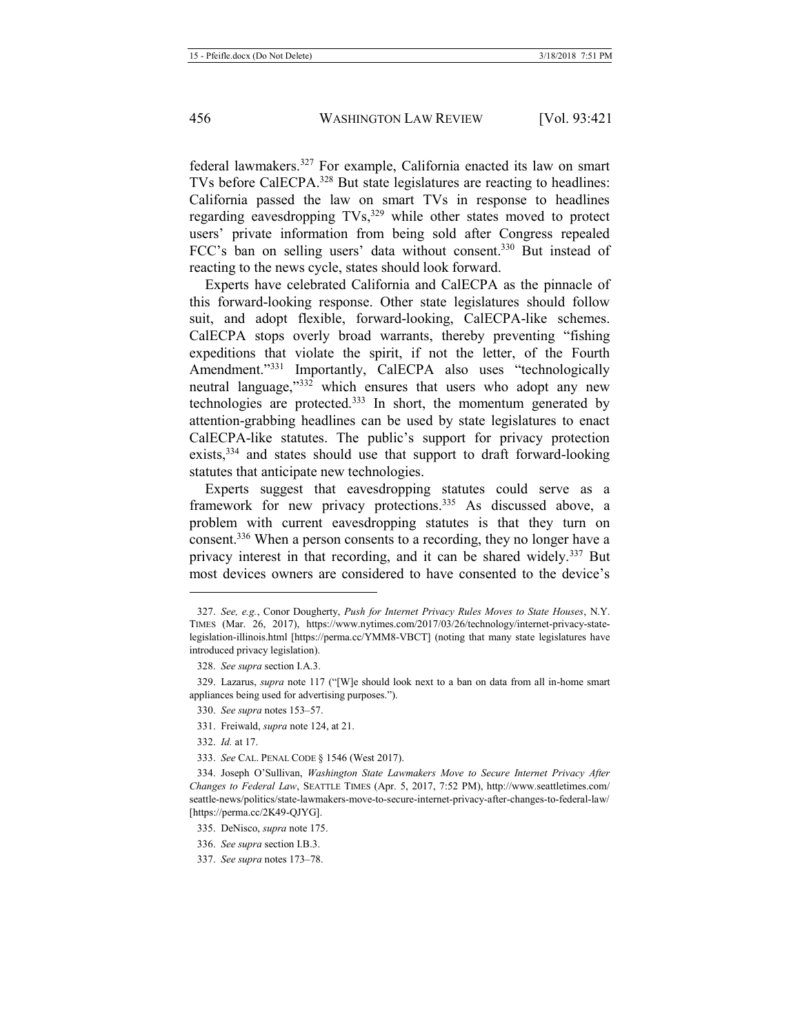federal lawmakers.[327] For example, California enacted its law on smart TVs before CalECPA.[328] But state legislatures are reacting to headlines: California passed the law on smart TVs in response to headlines regarding eavesdropping TVs,[329] while other states moved to protect users' private information from being sold after Congress repealed FCC's ban on selling users' data without consent.[330] But instead of reacting to the news cycle, states should look forward.

Experts have celebrated California and CalECPA as the pinnacle of this forward-looking response. Other state legislatures should follow suit, and adopt flexible, forward-looking, CalECPA-like schemes. CalECPA stops overly broad warrants, thereby preventing "fishing expeditions that violate the spirit, if not the letter, of the Fourth Amendment."[331] Importantly, CalECPA also uses "technologically neutral language,"[332] which ensures that users who adopt any new technologies are protected.[333] In short, the momentum generated by attention-grabbing headlines can be used by state legislatures to enact CalECPA-like statutes. The public's support for privacy protection exists,[334] and states should use that support to draft forward-looking statutes that anticipate new technologies.

Experts suggest that eavesdropping statutes could serve as a framework for new privacy protections.[335] As discussed above, a problem with current eavesdropping statutes is that they turn on consent.[336] When a person consents to a recording, they no longer have a privacy interest in that recording, and it can be shared widely.[337] But most devices owners are considered to have consented to the device's

---

327. *See, e.g.*, Conor Dougherty, *Push for Internet Privacy Rules Moves to State Houses*, N.Y. TIMES (Mar. 26, 2017), https://www.nytimes.com/2017/03/26/technology/internet-privacy-state-legislation-illinois.html [https://perma.cc/YMM8-VBCT] (noting that many state legislatures have introduced privacy legislation).

328. *See supra* section I.A.3.

329. Lazarus, *supra* note 117 ("[W]e should look next to a ban on data from all in-home smart appliances being used for advertising purposes.").

330. *See supra* notes 153–57.

331. Freiwald, *supra* note 124, at 21.

332. *Id.* at 17.

333. *See* CAL. PENAL CODE § 1546 (West 2017).

334. Joseph O'Sullivan, *Washington State Lawmakers Move to Secure Internet Privacy After Changes to Federal Law*, SEATTLE TIMES (Apr. 5, 2017, 7:52 PM), http://www.seattletimes.com/seattle-news/politics/state-lawmakers-move-to-secure-internet-privacy-after-changes-to-federal-law/ [https://perma.cc/2K49-QJYG].

335. DeNisco, *supra* note 175.

336. *See supra* section I.B.3.

337. *See supra* notes 173–78.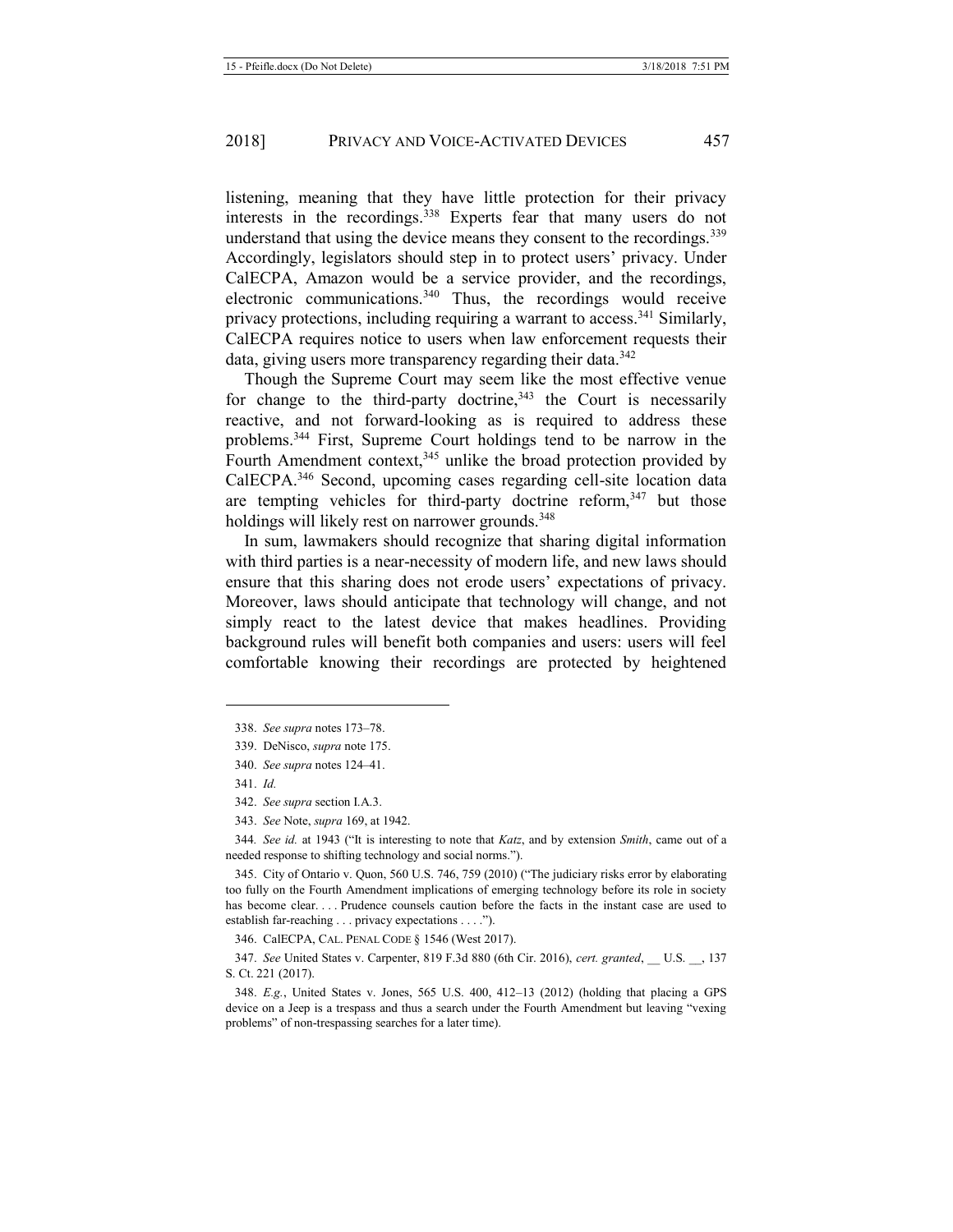listening, meaning that they have little protection for their privacy interests in the recordings.[338] Experts fear that many users do not understand that using the device means they consent to the recordings.[339] Accordingly, legislators should step in to protect users' privacy. Under CalECPA, Amazon would be a service provider, and the recordings, electronic communications.[340] Thus, the recordings would receive privacy protections, including requiring a warrant to access.[341] Similarly, CalECPA requires notice to users when law enforcement requests their data, giving users more transparency regarding their data.[342]

Though the Supreme Court may seem like the most effective venue for change to the third-party doctrine,[343] the Court is necessarily reactive, and not forward-looking as is required to address these problems.[344] First, Supreme Court holdings tend to be narrow in the Fourth Amendment context,[345] unlike the broad protection provided by CalECPA.[346] Second, upcoming cases regarding cell-site location data are tempting vehicles for third-party doctrine reform,[347] but those holdings will likely rest on narrower grounds.[348]

In sum, lawmakers should recognize that sharing digital information with third parties is a near-necessity of modern life, and new laws should ensure that this sharing does not erode users' expectations of privacy. Moreover, laws should anticipate that technology will change, and not simply react to the latest device that makes headlines. Providing background rules will benefit both companies and users: users will feel comfortable knowing their recordings are protected by heightened

---

338. *See supra* notes 173–78.

339. DeNisco, *supra* note 175.

340. *See supra* notes 124–41.

341. *Id.*

342. *See supra* section I.A.3.

343. *See* Note, *supra* 169, at 1942.

344. *See id.* at 1943 ("It is interesting to note that *Katz*, and by extension *Smith*, came out of a needed response to shifting technology and social norms.").

345. City of Ontario v. Quon, 560 U.S. 746, 759 (2010) ("The judiciary risks error by elaborating too fully on the Fourth Amendment implications of emerging technology before its role in society has become clear. . . . Prudence counsels caution before the facts in the instant case are used to establish far-reaching . . . privacy expectations . . . .").

346. CalECPA, CAL. PENAL CODE § 1546 (West 2017).

347. *See* United States v. Carpenter, 819 F.3d 880 (6th Cir. 2016), *cert. granted*, __ U.S. __, 137 S. Ct. 221 (2017).

348. *E.g.*, United States v. Jones, 565 U.S. 400, 412–13 (2012) (holding that placing a GPS device on a Jeep is a trespass and thus a search under the Fourth Amendment but leaving "vexing problems" of non-trespassing searches for a later time).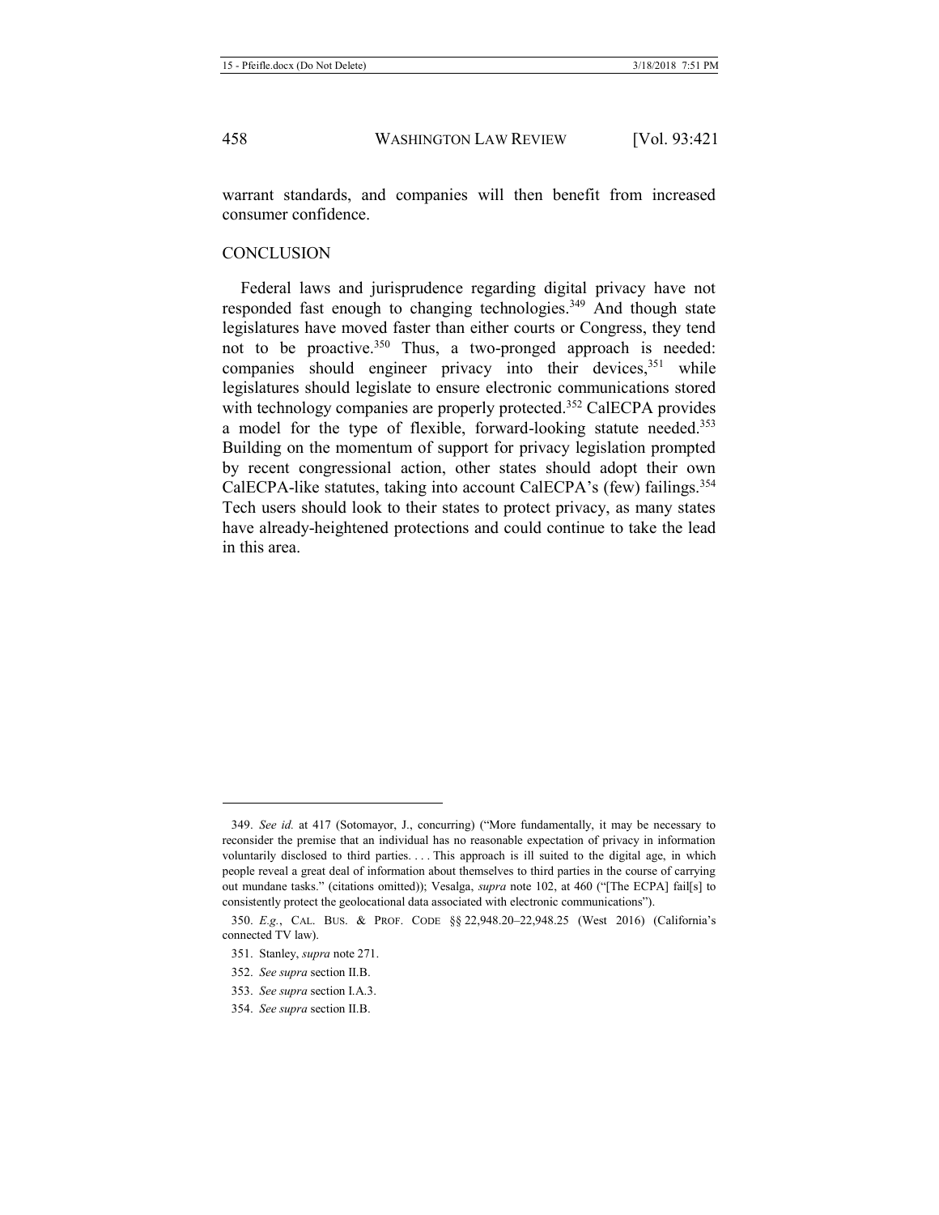warrant standards, and companies will then benefit from increased consumer confidence.

## CONCLUSION

Federal laws and jurisprudence regarding digital privacy have not responded fast enough to changing technologies.[349] And though state legislatures have moved faster than either courts or Congress, they tend not to be proactive.[350] Thus, a two-pronged approach is needed: companies should engineer privacy into their devices,[351] while legislatures should legislate to ensure electronic communications stored with technology companies are properly protected.[352] CalECPA provides a model for the type of flexible, forward-looking statute needed.[353] Building on the momentum of support for privacy legislation prompted by recent congressional action, other states should adopt their own CalECPA-like statutes, taking into account CalECPA's (few) failings.[354] Tech users should look to their states to protect privacy, as many states have already-heightened protections and could continue to take the lead in this area.

---

349. *See id.* at 417 (Sotomayor, J., concurring) ("More fundamentally, it may be necessary to reconsider the premise that an individual has no reasonable expectation of privacy in information voluntarily disclosed to third parties. . . . This approach is ill suited to the digital age, in which people reveal a great deal of information about themselves to third parties in the course of carrying out mundane tasks." (citations omitted)); Vesalga, *supra* note 102, at 460 ("[The ECPA] fail[s] to consistently protect the geolocational data associated with electronic communications").

350. *E.g.*, CAL. BUS. & PROF. CODE §§ 22,948.20–22,948.25 (West 2016) (California's connected TV law).

351. Stanley, *supra* note 271.

352. *See supra* section II.B.

353. *See supra* section I.A.3.

354. *See supra* section II.B.